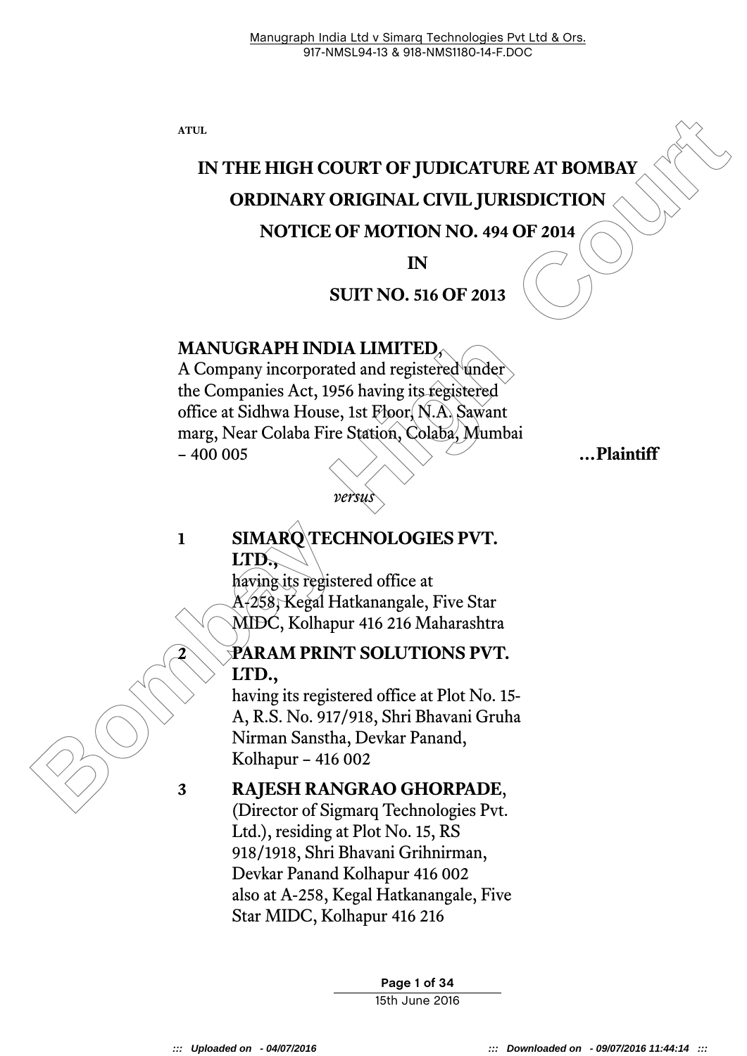ATUL

# IN THE HIGH COURT OF JUDICATURE AT BOMBAY

## ORDINARY ORIGINAL CIVIL JURISDICTION

## NOTICE OF MOTION NO. 494 OF 2014

## IN

## SUIT NO. 516 OF 2013

**MANUGRAPH INDIA LIMITED**,
A Company incorporated and registered under the Companies Act, 1956 having its registered office at Sidhwa House, 1st Floor, N.A. Sawant marg, Near Colaba Fire Station, Colaba, Mumbai – 400 005 **...Plaintiff**

*versus*

1 **SIMARQ TECHNOLOGIES PVT. LTD.**,
having its registered office at A-258, Kegal Hatkanangale, Five Star MIDC, Kolhapur 416 216 Maharashtra

2 **PARAM PRINT SOLUTIONS PVT. LTD.**,
having its registered office at Plot No. 15-A, R.S. No. 917/918, Shri Bhavani Gruha Nirman Sanstha, Devkar Panand, Kolhapur – 416 002

3 **RAJESH RANGRAO GHORPADE**,
(Director of Sigmarq Technologies Pvt. Ltd.), residing at Plot No. 15, RS 918/1918, Shri Bhavani Grihnirman, Devkar Panand Kolhapur 416 002
also at A-258, Kegal Hatkanangale, Five Star MIDC, Kolhapur 416 216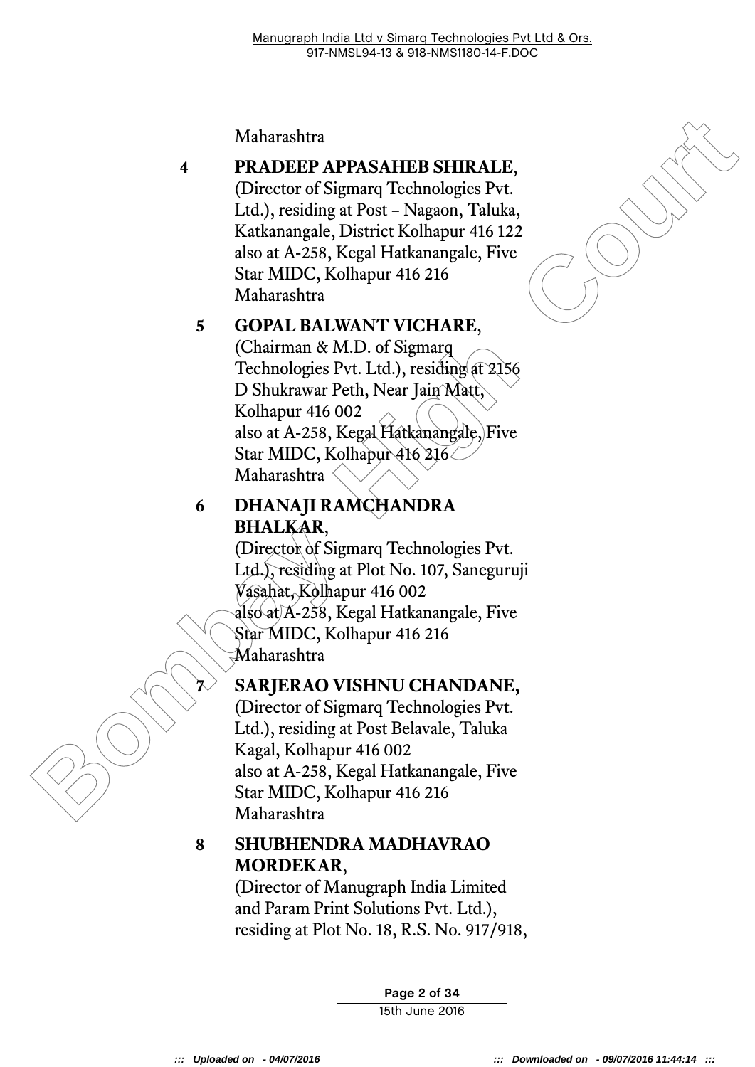Maharashtra

4 **PRADEEP APPASAHEB SHIRALE**,
(Director of Sigmarq Technologies Pvt. Ltd.), residing at Post – Nagaon, Taluka, Katkanangale, District Kolhapur 416 122
also at A-258, Kegal Hatkanangale, Five Star MIDC, Kolhapur 416 216
Maharashtra

5 **GOPAL BALWANT VICHARE**,
(Chairman & M.D. of Sigmarq Technologies Pvt. Ltd.), residing at 2156 D Shukrawar Peth, Near Jain Matt, Kolhapur 416 002
also at A-258, Kegal Hatkanangale, Five Star MIDC, Kolhapur 416 216
Maharashtra

6 **DHANAJI RAMCHANDRA BHALKAR**,
(Director of Sigmarq Technologies Pvt. Ltd.), residing at Plot No. 107, Saneguruji Vasahat, Kolhapur 416 002
also at A-258, Kegal Hatkanangale, Five Star MIDC, Kolhapur 416 216
Maharashtra

7 **SARJERAO VISHNU CHANDANE,**
(Director of Sigmarq Technologies Pvt. Ltd.), residing at Post Belavale, Taluka Kagal, Kolhapur 416 002
also at A-258, Kegal Hatkanangale, Five Star MIDC, Kolhapur 416 216
Maharashtra

8 **SHUBHENDRA MADHAVRAO MORDEKAR**,
(Director of Manugraph India Limited and Param Print Solutions Pvt. Ltd.), residing at Plot No. 18, R.S. No. 917/918,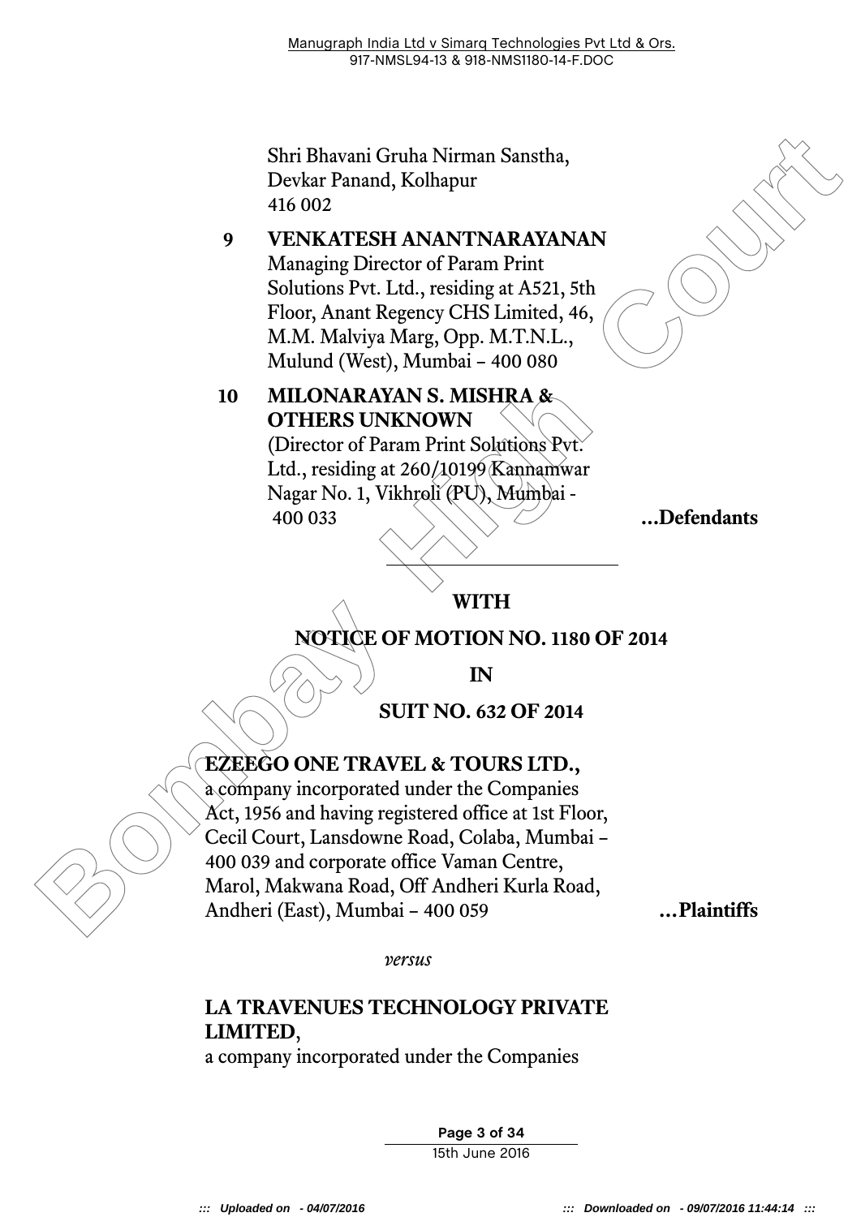Shri Bhavani Gruha Nirman Sanstha,
Devkar Panand, Kolhapur
416 002

**9 VENKATESH ANANTNARAYANAN**
Managing Director of Param Print Solutions Pvt. Ltd., residing at A521, 5th Floor, Anant Regency CHS Limited, 46, M.M. Malviya Marg, Opp. M.T.N.L., Mulund (West), Mumbai – 400 080

**10 MILONARAYAN S. MISHRA & OTHERS UNKNOWN**
(Director of Param Print Solutions Pvt. Ltd., residing at 260/10199 Kannamwar Nagar No. 1, Vikhroli (PU), Mumbai - 400 033 **...Defendants**

---

**WITH**

**NOTICE OF MOTION NO. 1180 OF 2014**

**IN**

**SUIT NO. 632 OF 2014**

**EZEEGO ONE TRAVEL & TOURS LTD.,**
a company incorporated under the Companies Act, 1956 and having registered office at 1st Floor, Cecil Court, Lansdowne Road, Colaba, Mumbai – 400 039 and corporate office Vaman Centre, Marol, Makwana Road, Off Andheri Kurla Road, Andheri (East), Mumbai – 400 059 **...Plaintiffs**

*versus*

**LA TRAVENUES TECHNOLOGY PRIVATE LIMITED**,
a company incorporated under the Companies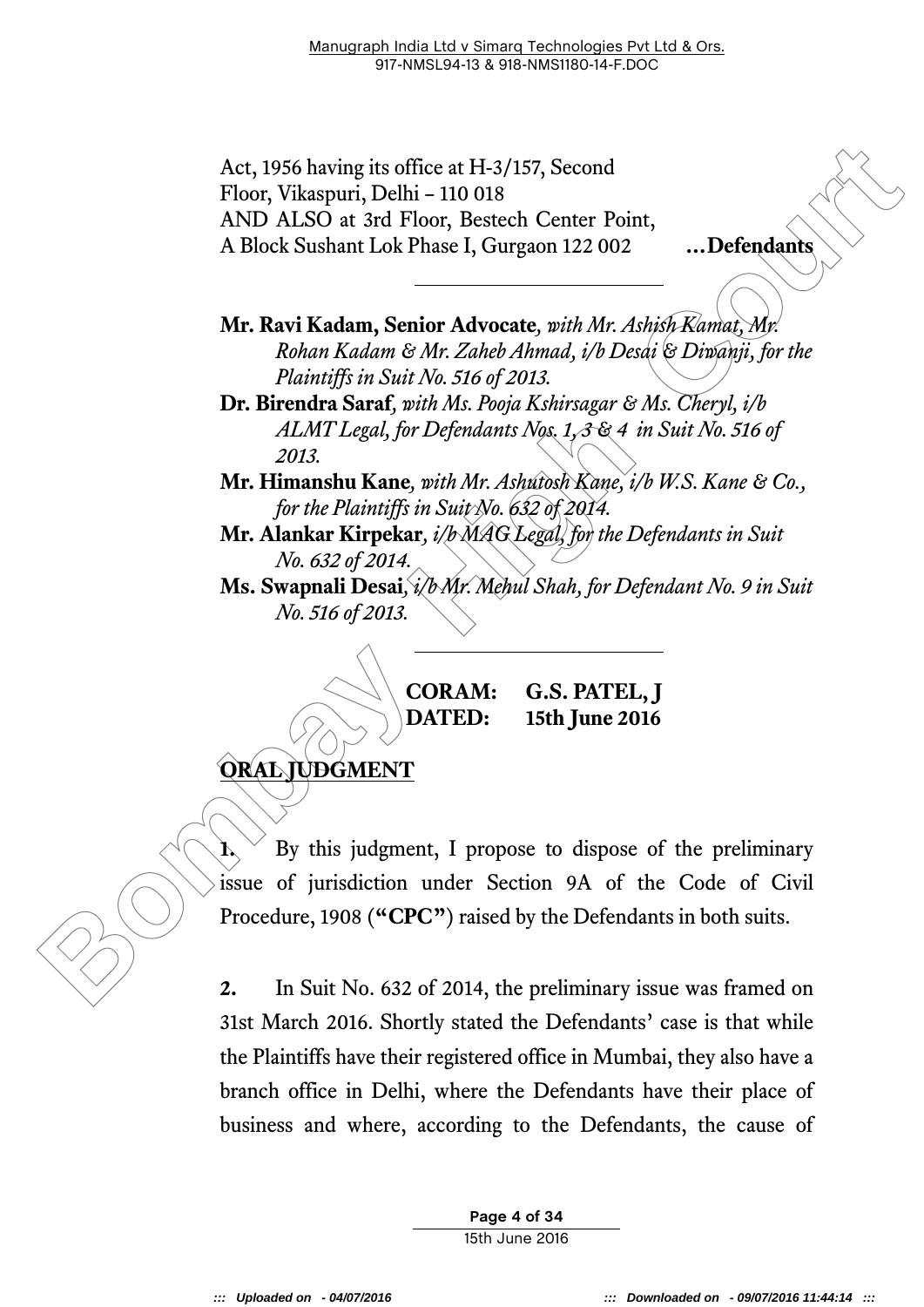Act, 1956 having its office at H-3/157, Second Floor, Vikaspuri, Delhi – 110 018
AND ALSO at 3rd Floor, Bestech Center Point, A Block Sushant Lok Phase I, Gurgaon 122 002 **...Defendants**

---

**Mr. Ravi Kadam, Senior Advocate***, with Mr. Ashish Kamat, Mr. Rohan Kadam & Mr. Zaheb Ahmad, i/b Desai & Diwanji, for the Plaintiffs in Suit No. 516 of 2013.*

**Dr. Birendra Saraf***, with Ms. Pooja Kshirsagar & Ms. Cheryl, i/b ALMT Legal, for Defendants Nos. 1, 3 & 4 in Suit No. 516 of 2013.*

**Mr. Himanshu Kane***, with Mr. Ashutosh Kane, i/b W.S. Kane & Co., for the Plaintiffs in Suit No. 632 of 2014.*

**Mr. Alankar Kirpekar***, i/b MAG Legal, for the Defendants in Suit No. 632 of 2014.*

**Ms. Swapnali Desai***, i/b Mr. Mehul Shah, for Defendant No. 9 in Suit No. 516 of 2013.*

---

**CORAM: G.S. PATEL, J**
**DATED: 15th June 2016**

**ORAL JUDGMENT**

**1.** By this judgment, I propose to dispose of the preliminary issue of jurisdiction under Section 9A of the Code of Civil Procedure, 1908 (**"CPC"**) raised by the Defendants in both suits.

**2.** In Suit No. 632 of 2014, the preliminary issue was framed on 31st March 2016. Shortly stated the Defendants' case is that while the Plaintiffs have their registered office in Mumbai, they also have a branch office in Delhi, where the Defendants have their place of business and where, according to the Defendants, the cause of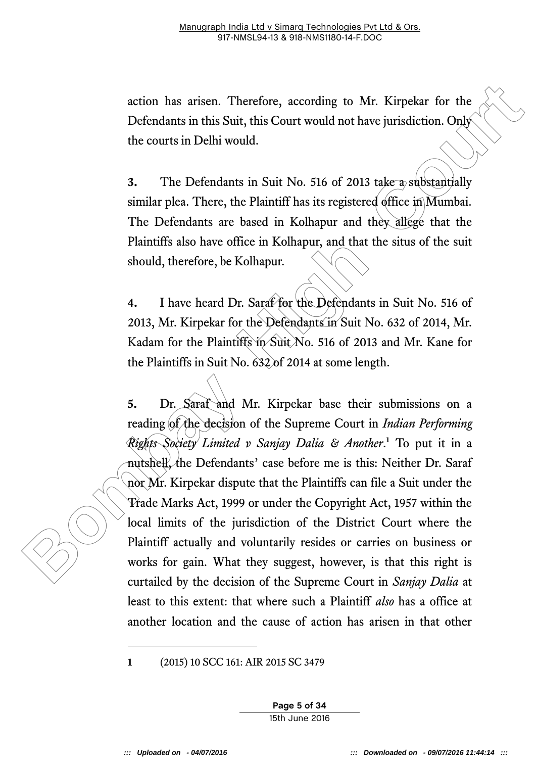action has arisen. Therefore, according to Mr. Kirpekar for the Defendants in this Suit, this Court would not have jurisdiction. Only the courts in Delhi would.

**3.** The Defendants in Suit No. 516 of 2013 take a substantially similar plea. There, the Plaintiff has its registered office in Mumbai. The Defendants are based in Kolhapur and they allege that the Plaintiffs also have office in Kolhapur, and that the situs of the suit should, therefore, be Kolhapur.

**4.** I have heard Dr. Saraf for the Defendants in Suit No. 516 of 2013, Mr. Kirpekar for the Defendants in Suit No. 632 of 2014, Mr. Kadam for the Plaintiffs in Suit No. 516 of 2013 and Mr. Kane for the Plaintiffs in Suit No. 632 of 2014 at some length.

**5.** Dr. Saraf and Mr. Kirpekar base their submissions on a reading of the decision of the Supreme Court in *Indian Performing Rights Society Limited v Sanjay Dalia & Another*.[1] To put it in a nutshell, the Defendants' case before me is this: Neither Dr. Saraf nor Mr. Kirpekar dispute that the Plaintiffs can file a Suit under the Trade Marks Act, 1999 or under the Copyright Act, 1957 within the local limits of the jurisdiction of the District Court where the Plaintiff actually and voluntarily resides or carries on business or works for gain. What they suggest, however, is that this right is curtailed by the decision of the Supreme Court in *Sanjay Dalia* at least to this extent: that where such a Plaintiff *also* has a office at another location and the cause of action has arisen in that other

---

**1** (2015) 10 SCC 161: AIR 2015 SC 3479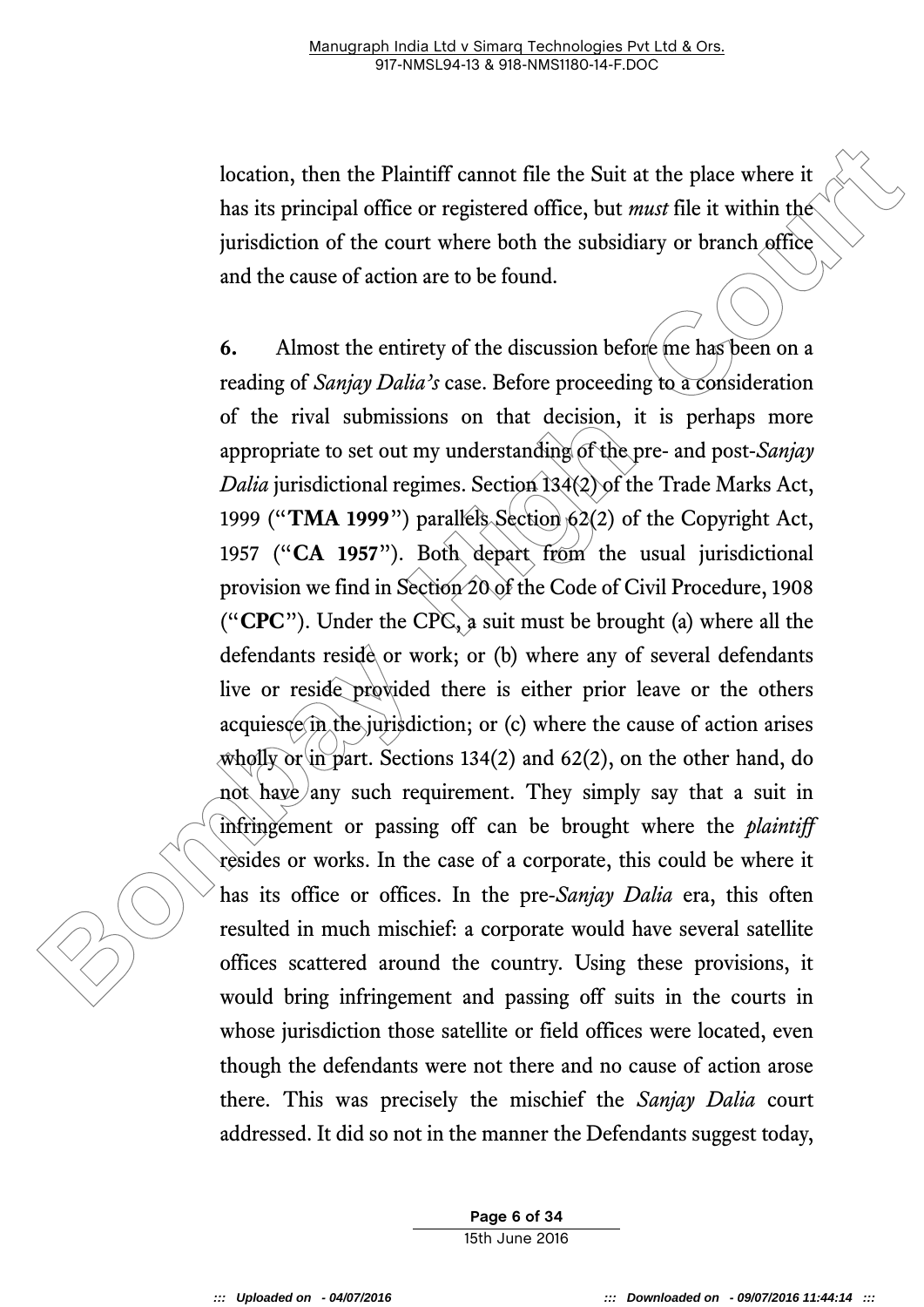location, then the Plaintiff cannot file the Suit at the place where it has its principal office or registered office, but *must* file it within the jurisdiction of the court where both the subsidiary or branch office and the cause of action are to be found.

**6.** Almost the entirety of the discussion before me has been on a reading of *Sanjay Dalia's* case. Before proceeding to a consideration of the rival submissions on that decision, it is perhaps more appropriate to set out my understanding of the pre- and post-*Sanjay Dalia* jurisdictional regimes. Section 134(2) of the Trade Marks Act, 1999 ("**TMA 1999**") parallels Section 62(2) of the Copyright Act, 1957 ("**CA 1957**"). Both depart from the usual jurisdictional provision we find in Section 20 of the Code of Civil Procedure, 1908 ("**CPC**"). Under the CPC, a suit must be brought (a) where all the defendants reside or work; or (b) where any of several defendants live or reside provided there is either prior leave or the others acquiesce in the jurisdiction; or (c) where the cause of action arises wholly or in part. Sections 134(2) and 62(2), on the other hand, do not have any such requirement. They simply say that a suit in infringement or passing off can be brought where the *plaintiff* resides or works. In the case of a corporate, this could be where it has its office or offices. In the pre-*Sanjay Dalia* era, this often resulted in much mischief: a corporate would have several satellite offices scattered around the country. Using these provisions, it would bring infringement and passing off suits in the courts in whose jurisdiction those satellite or field offices were located, even though the defendants were not there and no cause of action arose there. This was precisely the mischief the *Sanjay Dalia* court addressed. It did so not in the manner the Defendants suggest today,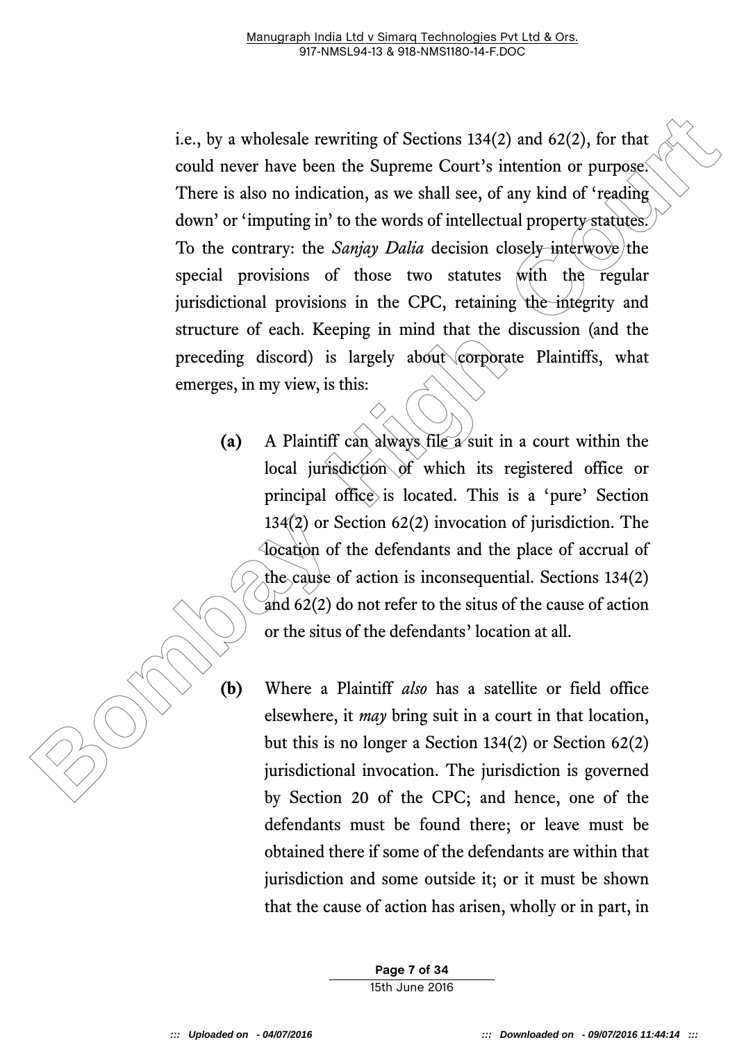i.e., by a wholesale rewriting of Sections 134(2) and 62(2), for that could never have been the Supreme Court's intention or purpose. There is also no indication, as we shall see, of any kind of 'reading down' or 'imputing in' to the words of intellectual property statutes. To the contrary: the *Sanjay Dalia* decision closely interwove the special provisions of those two statutes with the regular jurisdictional provisions in the CPC, retaining the integrity and structure of each. Keeping in mind that the discussion (and the preceding discord) is largely about corporate Plaintiffs, what emerges, in my view, is this:

**(a)** A Plaintiff can always file a suit in a court within the local jurisdiction of which its registered office or principal office is located. This is a 'pure' Section 134(2) or Section 62(2) invocation of jurisdiction. The location of the defendants and the place of accrual of the cause of action is inconsequential. Sections 134(2) and 62(2) do not refer to the situs of the cause of action or the situs of the defendants' location at all.

**(b)** Where a Plaintiff *also* has a satellite or field office elsewhere, it *may* bring suit in a court in that location, but this is no longer a Section 134(2) or Section 62(2) jurisdictional invocation. The jurisdiction is governed by Section 20 of the CPC; and hence, one of the defendants must be found there; or leave must be obtained there if some of the defendants are within that jurisdiction and some outside it; or it must be shown that the cause of action has arisen, wholly or in part, in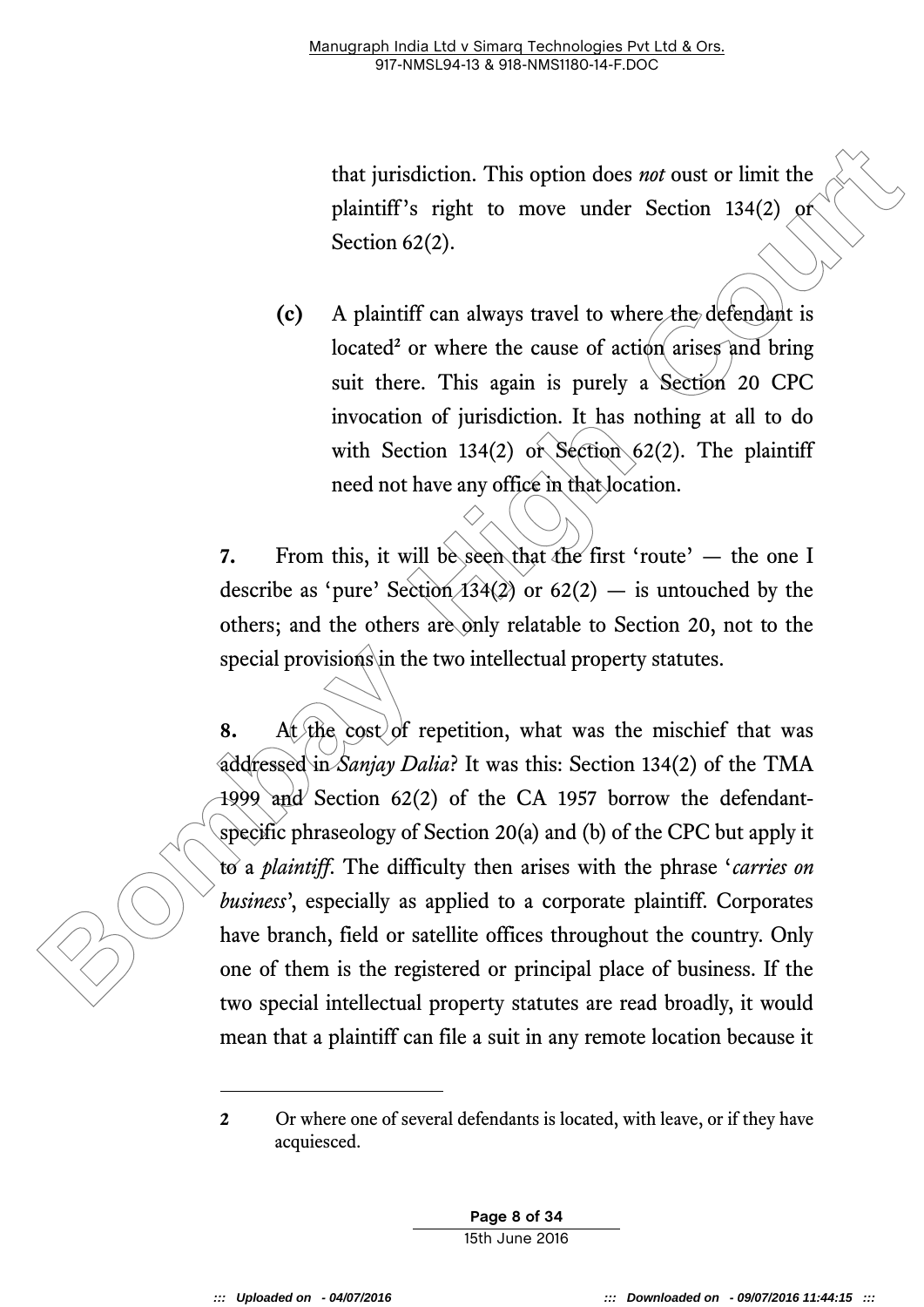that jurisdiction. This option does *not* oust or limit the plaintiff's right to move under Section 134(2) or Section 62(2).

**(c)** A plaintiff can always travel to where the defendant is located[2] or where the cause of action arises and bring suit there. This again is purely a Section 20 CPC invocation of jurisdiction. It has nothing at all to do with Section 134(2) or Section 62(2). The plaintiff need not have any office in that location.

**7.** From this, it will be seen that the first 'route' — the one I describe as 'pure' Section 134(2) or 62(2) — is untouched by the others; and the others are only relatable to Section 20, not to the special provisions in the two intellectual property statutes.

**8.** At the cost of repetition, what was the mischief that was addressed in *Sanjay Dalia*? It was this: Section 134(2) of the TMA 1999 and Section 62(2) of the CA 1957 borrow the defendant-specific phraseology of Section 20(a) and (b) of the CPC but apply it to a *plaintiff*. The difficulty then arises with the phrase '*carries on business*', especially as applied to a corporate plaintiff. Corporates have branch, field or satellite offices throughout the country. Only one of them is the registered or principal place of business. If the two special intellectual property statutes are read broadly, it would mean that a plaintiff can file a suit in any remote location because it

---

**2** Or where one of several defendants is located, with leave, or if they have acquiesced.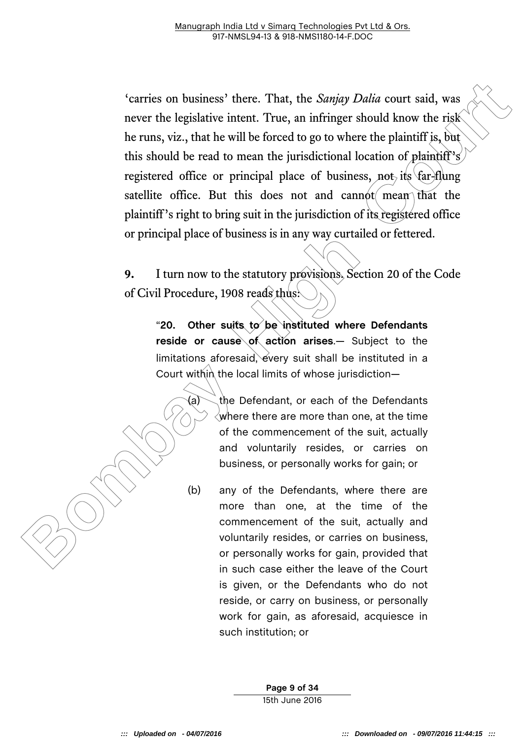'carries on business' there. That, the *Sanjay Dalia* court said, was never the legislative intent. True, an infringer should know the risk he runs, viz., that he will be forced to go to where the plaintiff is, but this should be read to mean the jurisdictional location of plaintiff's registered office or principal place of business, not its far-flung satellite office. But this does not and cannot mean that the plaintiff's right to bring suit in the jurisdiction of its registered office or principal place of business is in any way curtailed or fettered.

**9.** I turn now to the statutory provisions. Section 20 of the Code of Civil Procedure, 1908 reads thus:

> "**20. Other suits to be instituted where Defendants reside or cause of action arises**.— Subject to the limitations aforesaid, every suit shall be instituted in a Court within the local limits of whose jurisdiction—
>
> (a) the Defendant, or each of the Defendants where there are more than one, at the time of the commencement of the suit, actually and voluntarily resides, or carries on business, or personally works for gain; or
>
> (b) any of the Defendants, where there are more than one, at the time of the commencement of the suit, actually and voluntarily resides, or carries on business, or personally works for gain, provided that in such case either the leave of the Court is given, or the Defendants who do not reside, or carry on business, or personally work for gain, as aforesaid, acquiesce in such institution; or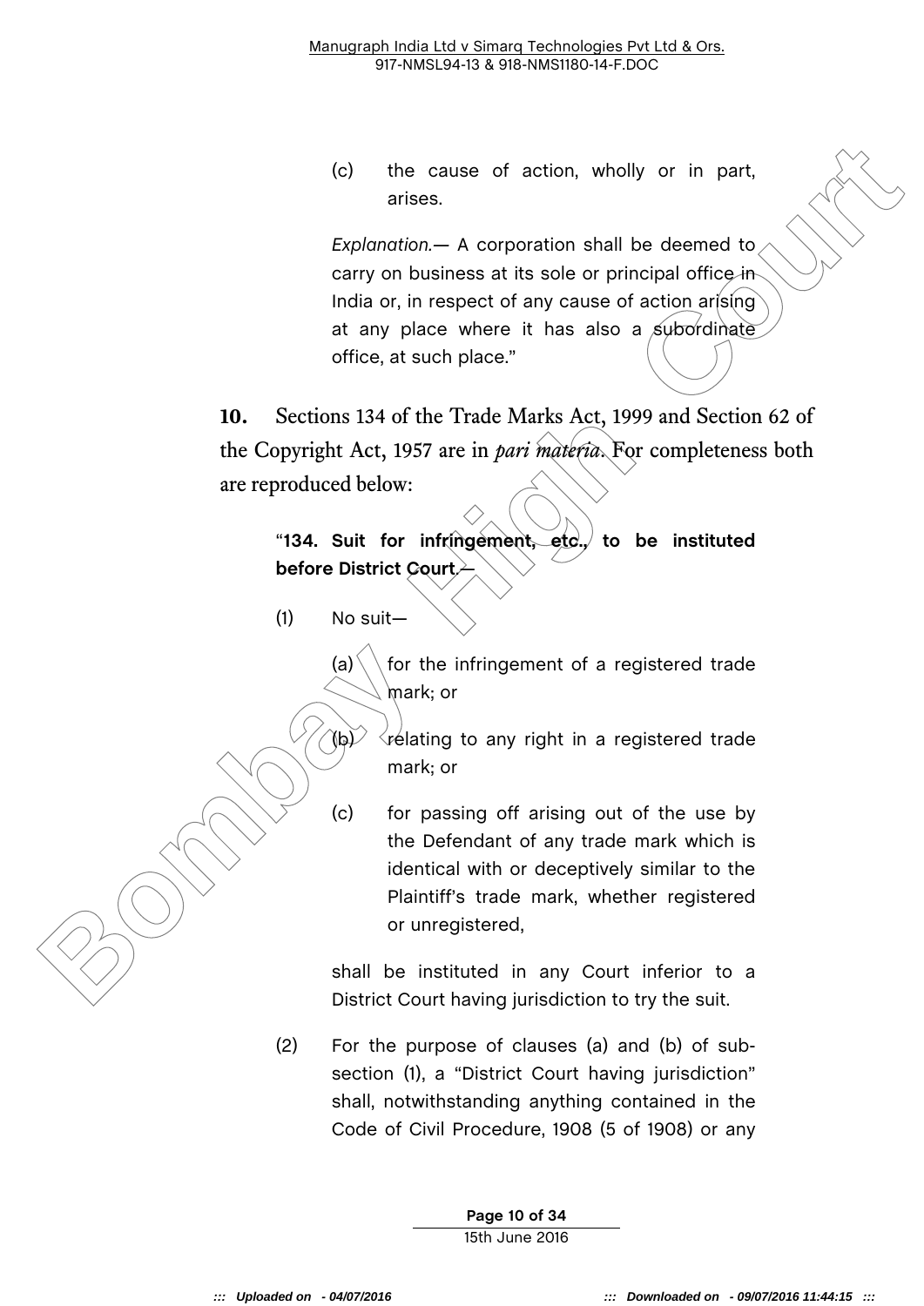(c) the cause of action, wholly or in part, arises.

*Explanation.*— A corporation shall be deemed to carry on business at its sole or principal office in India or, in respect of any cause of action arising at any place where it has also a subordinate office, at such place."

**10.** Sections 134 of the Trade Marks Act, 1999 and Section 62 of the Copyright Act, 1957 are in *pari materia*. For completeness both are reproduced below:

"**134. Suit for infringement, etc., to be instituted before District Court**.—

(1) No suit—

(a) for the infringement of a registered trade mark; or

(b) relating to any right in a registered trade mark; or

(c) for passing off arising out of the use by the Defendant of any trade mark which is identical with or deceptively similar to the Plaintiff's trade mark, whether registered or unregistered,

shall be instituted in any Court inferior to a District Court having jurisdiction to try the suit.

(2) For the purpose of clauses (a) and (b) of sub-section (1), a "District Court having jurisdiction" shall, notwithstanding anything contained in the Code of Civil Procedure, 1908 (5 of 1908) or any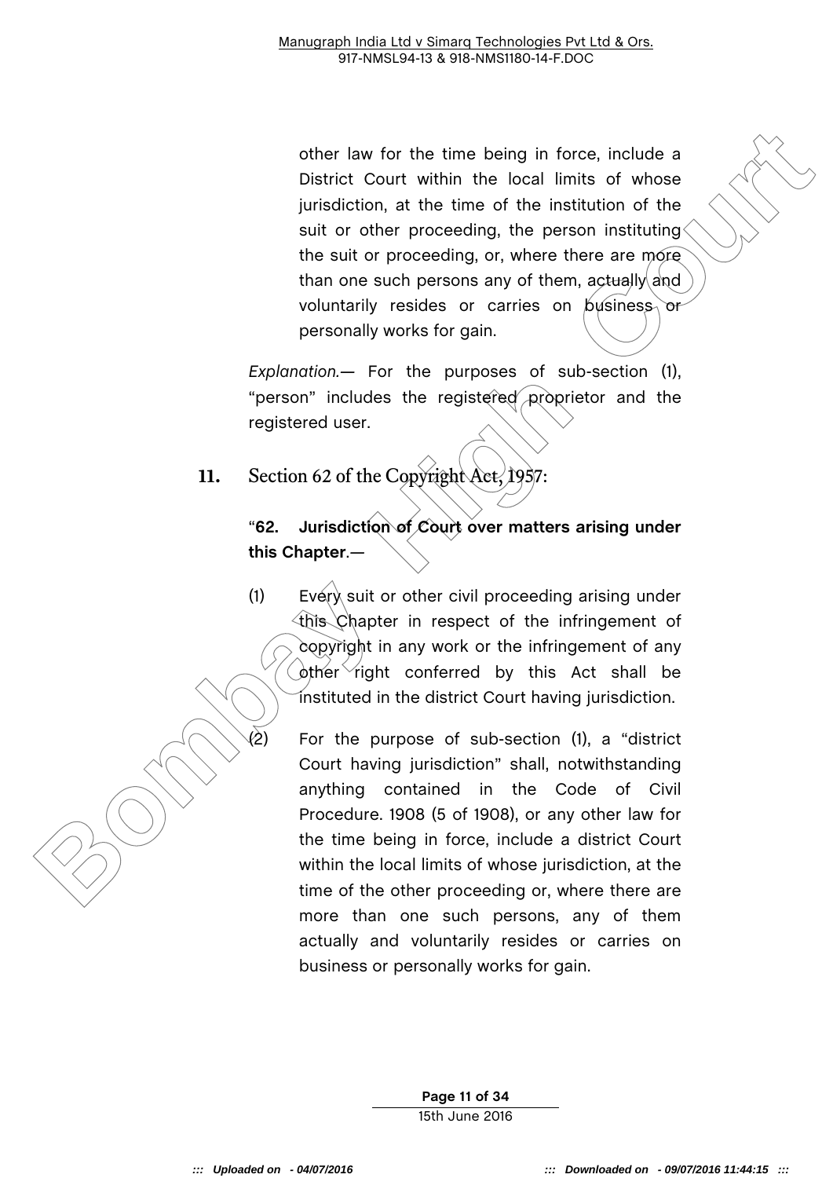other law for the time being in force, include a District Court within the local limits of whose jurisdiction, at the time of the institution of the suit or other proceeding, the person instituting the suit or proceeding, or, where there are more than one such persons any of them, actually and voluntarily resides or carries on business or personally works for gain.

*Explanation.*— For the purposes of sub-section (1), "person" includes the registered proprietor and the registered user.

**11.** Section 62 of the Copyright Act, 1957:

"**62. Jurisdiction of Court over matters arising under this Chapter**.—

(1) Every suit or other civil proceeding arising under this Chapter in respect of the infringement of copyright in any work or the infringement of any other right conferred by this Act shall be instituted in the district Court having jurisdiction.

(2) For the purpose of sub-section (1), a "district Court having jurisdiction" shall, notwithstanding anything contained in the Code of Civil Procedure. 1908 (5 of 1908), or any other law for the time being in force, include a district Court within the local limits of whose jurisdiction, at the time of the other proceeding or, where there are more than one such persons, any of them actually and voluntarily resides or carries on business or personally works for gain.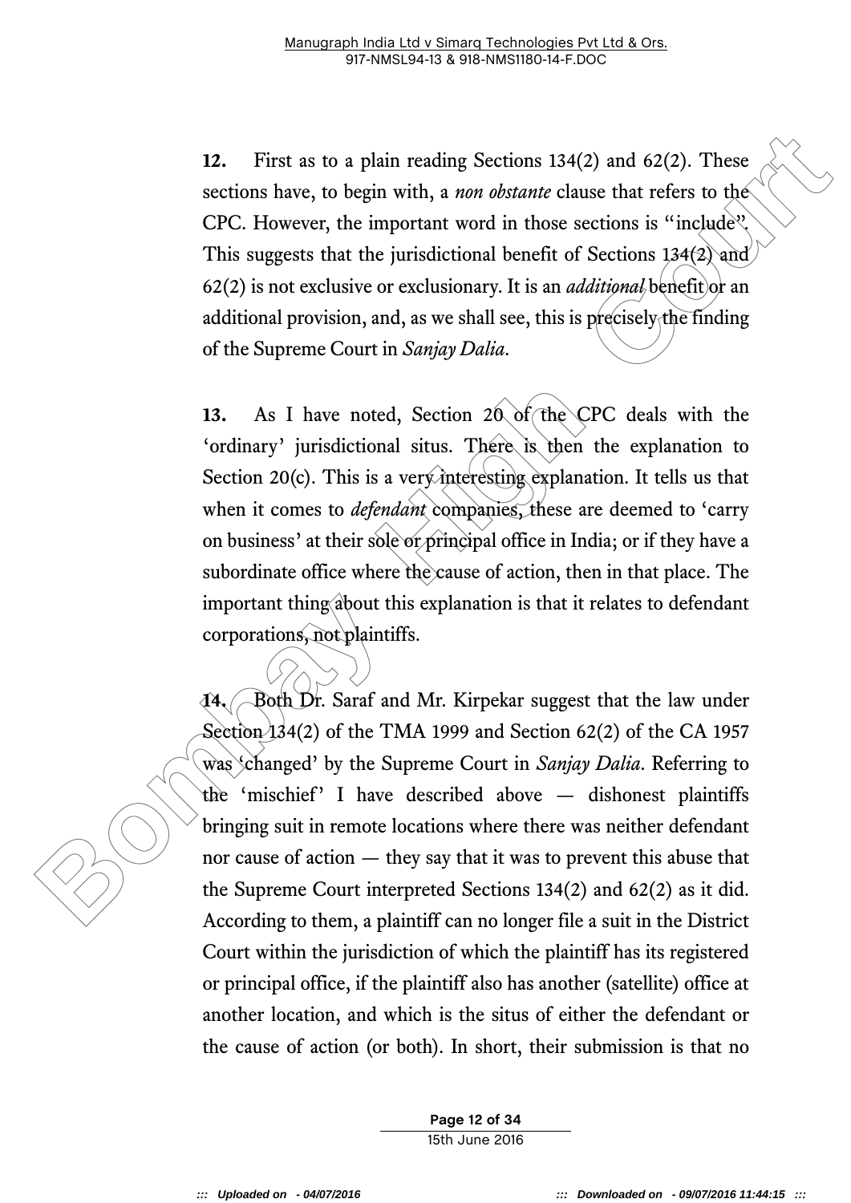**12.** First as to a plain reading Sections 134(2) and 62(2). These sections have, to begin with, a *non obstante* clause that refers to the CPC. However, the important word in those sections is "include". This suggests that the jurisdictional benefit of Sections 134(2) and 62(2) is not exclusive or exclusionary. It is an *additional* benefit or an additional provision, and, as we shall see, this is precisely the finding of the Supreme Court in *Sanjay Dalia*.

**13.** As I have noted, Section 20 of the CPC deals with the 'ordinary' jurisdictional situs. There is then the explanation to Section 20(c). This is a very interesting explanation. It tells us that when it comes to *defendant* companies, these are deemed to 'carry on business' at their sole or principal office in India; or if they have a subordinate office where the cause of action, then in that place. The important thing about this explanation is that it relates to defendant corporations, not plaintiffs.

**14.** Both Dr. Saraf and Mr. Kirpekar suggest that the law under Section 134(2) of the TMA 1999 and Section 62(2) of the CA 1957 was 'changed' by the Supreme Court in *Sanjay Dalia*. Referring to the 'mischief' I have described above — dishonest plaintiffs bringing suit in remote locations where there was neither defendant nor cause of action — they say that it was to prevent this abuse that the Supreme Court interpreted Sections 134(2) and 62(2) as it did. According to them, a plaintiff can no longer file a suit in the District Court within the jurisdiction of which the plaintiff has its registered or principal office, if the plaintiff also has another (satellite) office at another location, and which is the situs of either the defendant or the cause of action (or both). In short, their submission is that no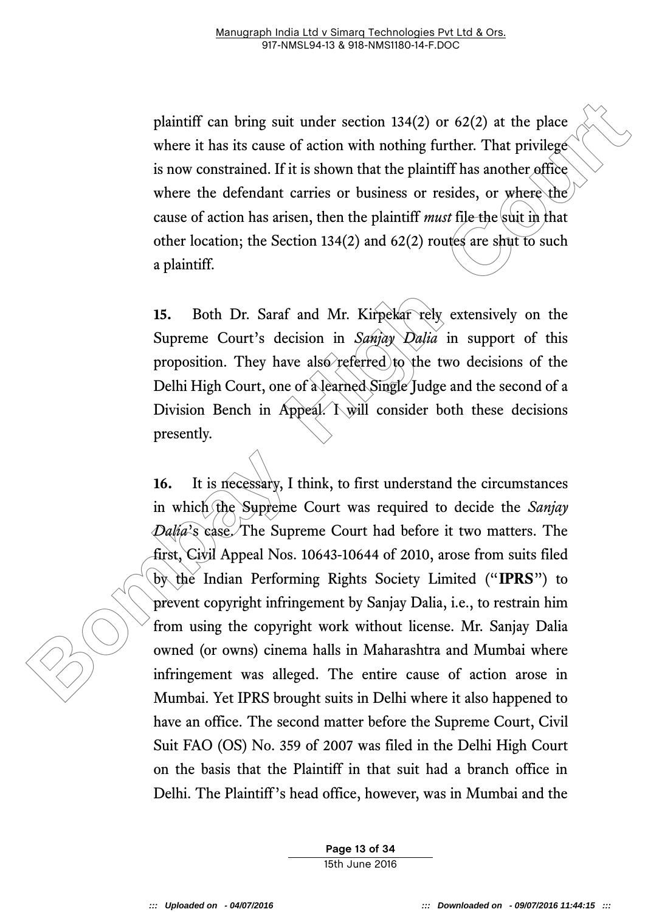plaintiff can bring suit under section 134(2) or 62(2) at the place where it has its cause of action with nothing further. That privilege is now constrained. If it is shown that the plaintiff has another office where the defendant carries or business or resides, or where the cause of action has arisen, then the plaintiff *must* file the suit in that other location; the Section 134(2) and 62(2) routes are shut to such a plaintiff.

**15.** Both Dr. Saraf and Mr. Kirpekar rely extensively on the Supreme Court's decision in *Sanjay Dalia* in support of this proposition. They have also referred to the two decisions of the Delhi High Court, one of a learned Single Judge and the second of a Division Bench in Appeal. I will consider both these decisions presently.

**16.** It is necessary, I think, to first understand the circumstances in which the Supreme Court was required to decide the *Sanjay Dalia*'s case. The Supreme Court had before it two matters. The first, Civil Appeal Nos. 10643-10644 of 2010, arose from suits filed by the Indian Performing Rights Society Limited ("**IPRS**") to prevent copyright infringement by Sanjay Dalia, i.e., to restrain him from using the copyright work without license. Mr. Sanjay Dalia owned (or owns) cinema halls in Maharashtra and Mumbai where infringement was alleged. The entire cause of action arose in Mumbai. Yet IPRS brought suits in Delhi where it also happened to have an office. The second matter before the Supreme Court, Civil Suit FAO (OS) No. 359 of 2007 was filed in the Delhi High Court on the basis that the Plaintiff in that suit had a branch office in Delhi. The Plaintiff's head office, however, was in Mumbai and the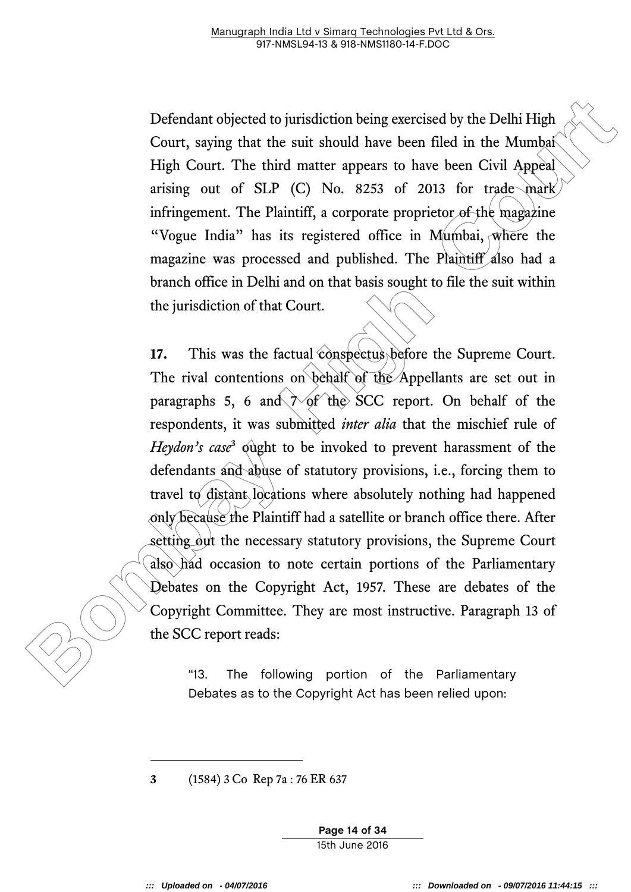Defendant objected to jurisdiction being exercised by the Delhi High Court, saying that the suit should have been filed in the Mumbai High Court. The third matter appears to have been Civil Appeal arising out of SLP (C) No. 8253 of 2013 for trade mark infringement. The Plaintiff, a corporate proprietor of the magazine "Vogue India" has its registered office in Mumbai, where the magazine was processed and published. The Plaintiff also had a branch office in Delhi and on that basis sought to file the suit within the jurisdiction of that Court.

**17.** This was the factual conspectus before the Supreme Court. The rival contentions on behalf of the Appellants are set out in paragraphs 5, 6 and 7 of the SCC report. On behalf of the respondents, it was submitted *inter alia* that the mischief rule of *Heydon's case*[3] ought to be invoked to prevent harassment of the defendants and abuse of statutory provisions, i.e., forcing them to travel to distant locations where absolutely nothing had happened only because the Plaintiff had a satellite or branch office there. After setting out the necessary statutory provisions, the Supreme Court also had occasion to note certain portions of the Parliamentary Debates on the Copyright Act, 1957. These are debates of the Copyright Committee. They are most instructive. Paragraph 13 of the SCC report reads:

> "13. The following portion of the Parliamentary Debates as to the Copyright Act has been relied upon:

---

3 (1584) 3 Co Rep 7a : 76 ER 637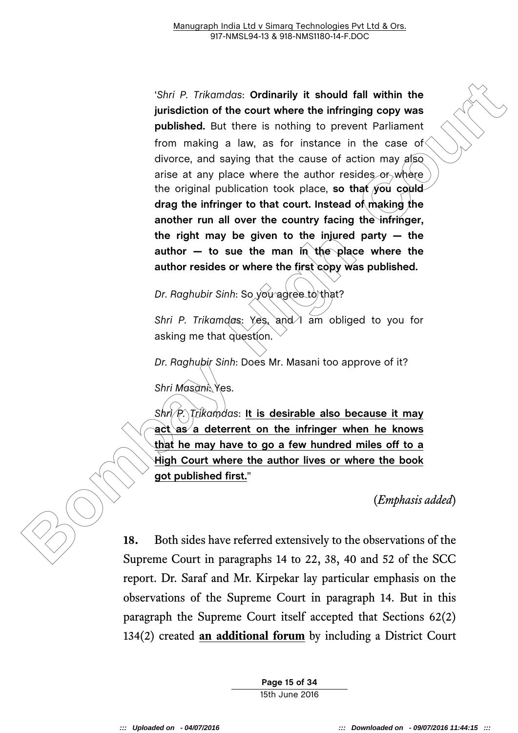> '*Shri P. Trikamdas*: **Ordinarily it should fall within the jurisdiction of the court where the infringing copy was published.** But there is nothing to prevent Parliament from making a law, as for instance in the case of divorce, and saying that the cause of action may also arise at any place where the author resides or where the original publication took place, **so that you could drag the infringer to that court. Instead of making the another run all over the country facing the infringer, the right may be given to the injured party — the author — to sue the man in the place where the author resides or where the first copy was published.**
>
> *Dr. Raghubir Sinh*: So you agree to that?
>
> *Shri P. Trikamdas*: Yes, and I am obliged to you for asking me that question.
>
> *Dr. Raghubir Sinh*: Does Mr. Masani too approve of it?
>
> *Shri Masani*: Yes.
>
> *Shri P. Trikamdas*: **<u>It is desirable also because it may act as a deterrent on the infringer when he knows that he may have to go a few hundred miles off to a High Court where the author lives or where the book got published first.</u>**"

(*Emphasis added*)

**18.** Both sides have referred extensively to the observations of the Supreme Court in paragraphs 14 to 22, 38, 40 and 52 of the SCC report. Dr. Saraf and Mr. Kirpekar lay particular emphasis on the observations of the Supreme Court in paragraph 14. But in this paragraph the Supreme Court itself accepted that Sections 62(2) 134(2) created **<u>an additional forum</u>** by including a District Court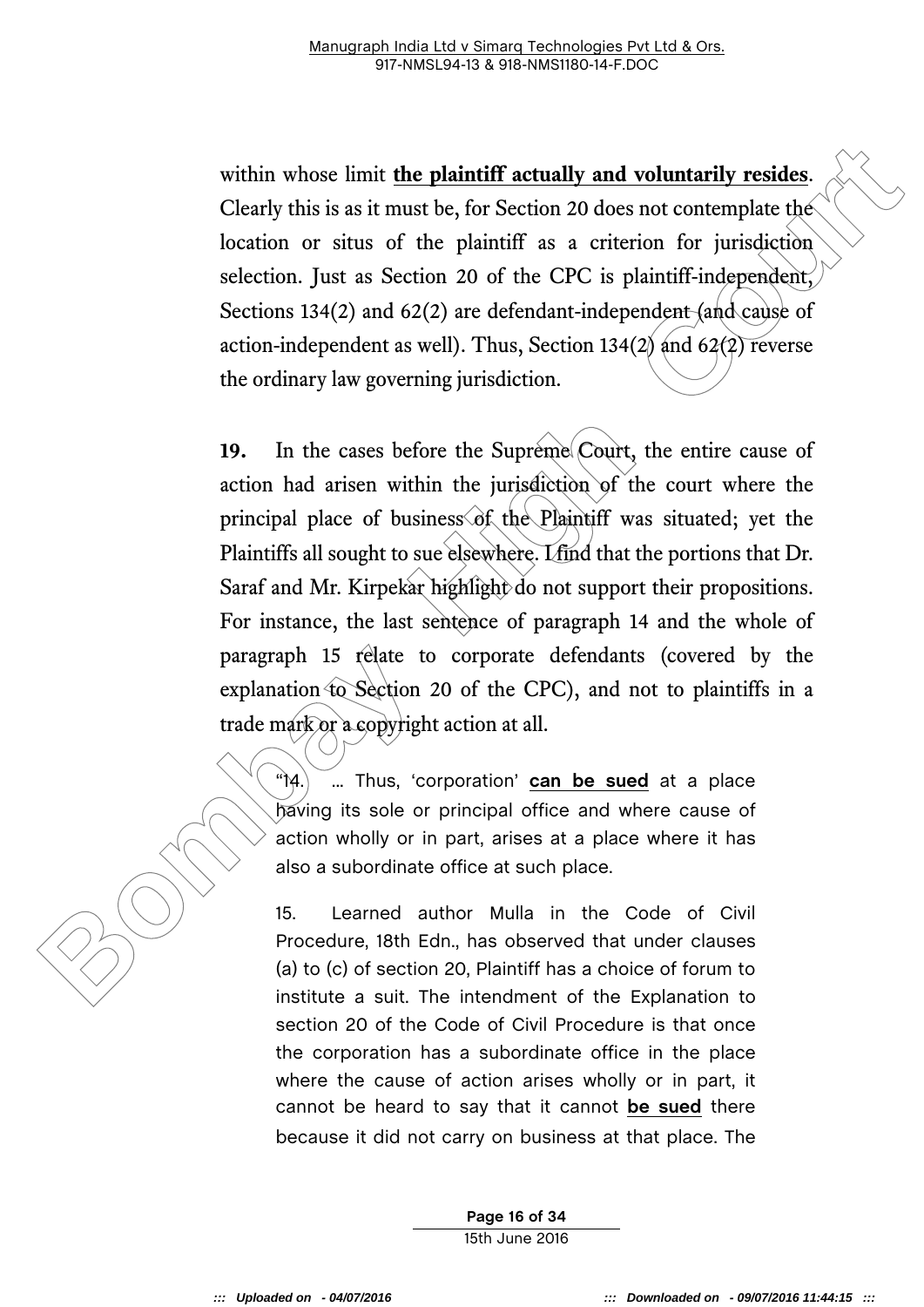within whose limit **<u>the plaintiff actually and voluntarily resides</u>**. Clearly this is as it must be, for Section 20 does not contemplate the location or situs of the plaintiff as a criterion for jurisdiction selection. Just as Section 20 of the CPC is plaintiff-independent, Sections 134(2) and 62(2) are defendant-independent (and cause of action-independent as well). Thus, Section 134(2) and 62(2) reverse the ordinary law governing jurisdiction.

**19.** In the cases before the Supreme Court, the entire cause of action had arisen within the jurisdiction of the court where the principal place of business of the Plaintiff was situated; yet the Plaintiffs all sought to sue elsewhere. I find that the portions that Dr. Saraf and Mr. Kirpekar highlight do not support their propositions. For instance, the last sentence of paragraph 14 and the whole of paragraph 15 relate to corporate defendants (covered by the explanation to Section 20 of the CPC), and not to plaintiffs in a trade mark or a copyright action at all.

> "14. … Thus, 'corporation' **<u>can be sued</u>** at a place having its sole or principal office and where cause of action wholly or in part, arises at a place where it has also a subordinate office at such place.
>
> 15. Learned author Mulla in the Code of Civil Procedure, 18th Edn., has observed that under clauses (a) to (c) of section 20, Plaintiff has a choice of forum to institute a suit. The intendment of the Explanation to section 20 of the Code of Civil Procedure is that once the corporation has a subordinate office in the place where the cause of action arises wholly or in part, it cannot be heard to say that it cannot **<u>be sued</u>** there because it did not carry on business at that place. The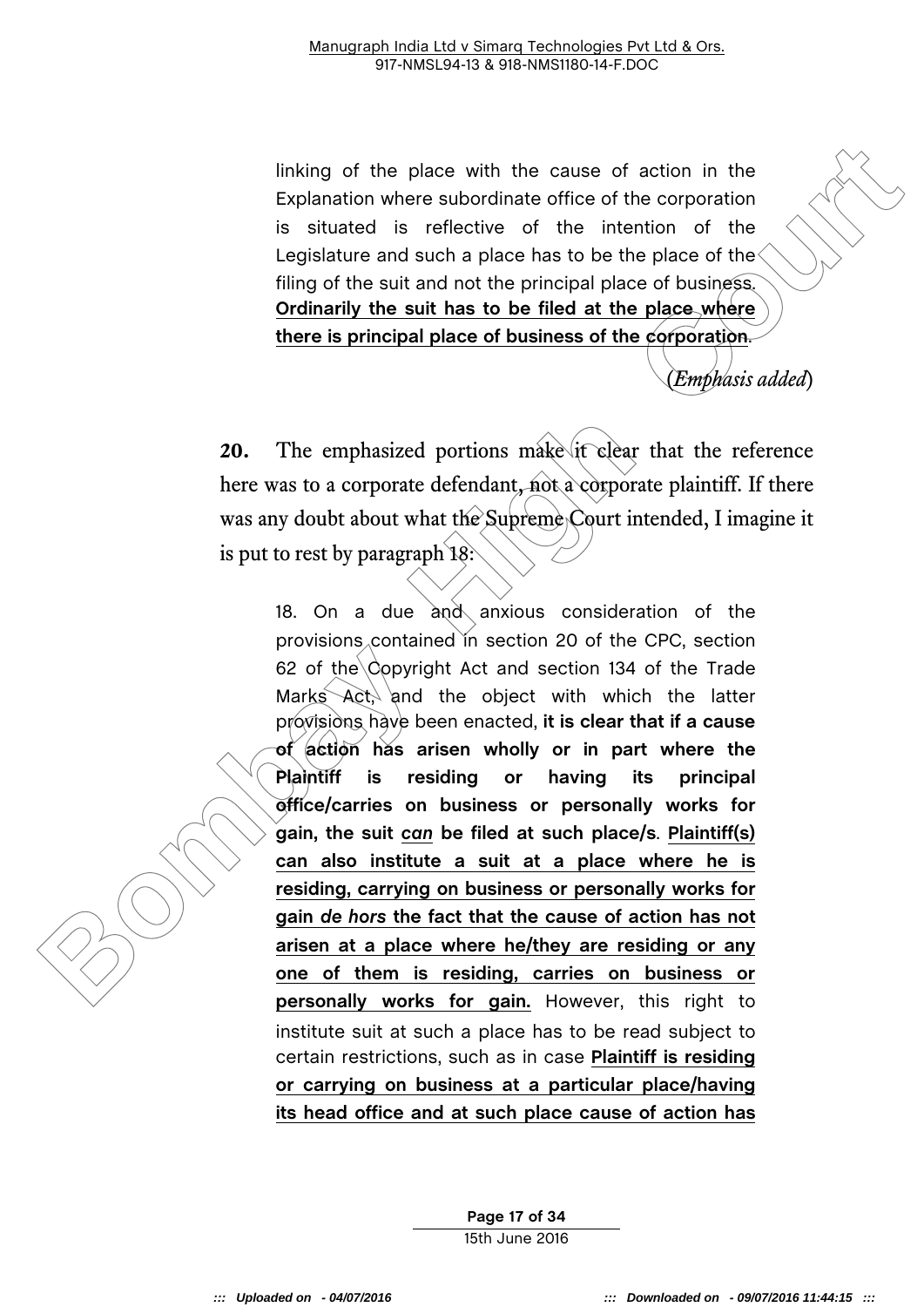> linking of the place with the cause of action in the Explanation where subordinate office of the corporation is situated is reflective of the intention of the Legislature and such a place has to be the place of the filing of the suit and not the principal place of business. **<u>Ordinarily the suit has to be filed at the place where there is principal place of business of the corporation</u>**.
>
> (*Emphasis added*)

**20.** The emphasized portions make it clear that the reference here was to a corporate defendant, not a corporate plaintiff. If there was any doubt about what the Supreme Court intended, I imagine it is put to rest by paragraph 18:

> 18. On a due and anxious consideration of the provisions contained in section 20 of the CPC, section 62 of the Copyright Act and section 134 of the Trade Marks Act, and the object with which the latter provisions have been enacted, **it is clear that if a cause of action has arisen wholly or in part where the Plaintiff is residing or having its principal office/carries on business or personally works for gain, the suit *<u>can</u>* be filed at such place/s**. **<u>Plaintiff(s) can also institute a suit at a place where he is residing, carrying on business or personally works for gain *de hors* the fact that the cause of action has not arisen at a place where he/they are residing or any one of them is residing, carries on business or personally works for gain.</u>** However, this right to institute suit at such a place has to be read subject to certain restrictions, such as in case **<u>Plaintiff is residing or carrying on business at a particular place/having its head office and at such place cause of action has</u>**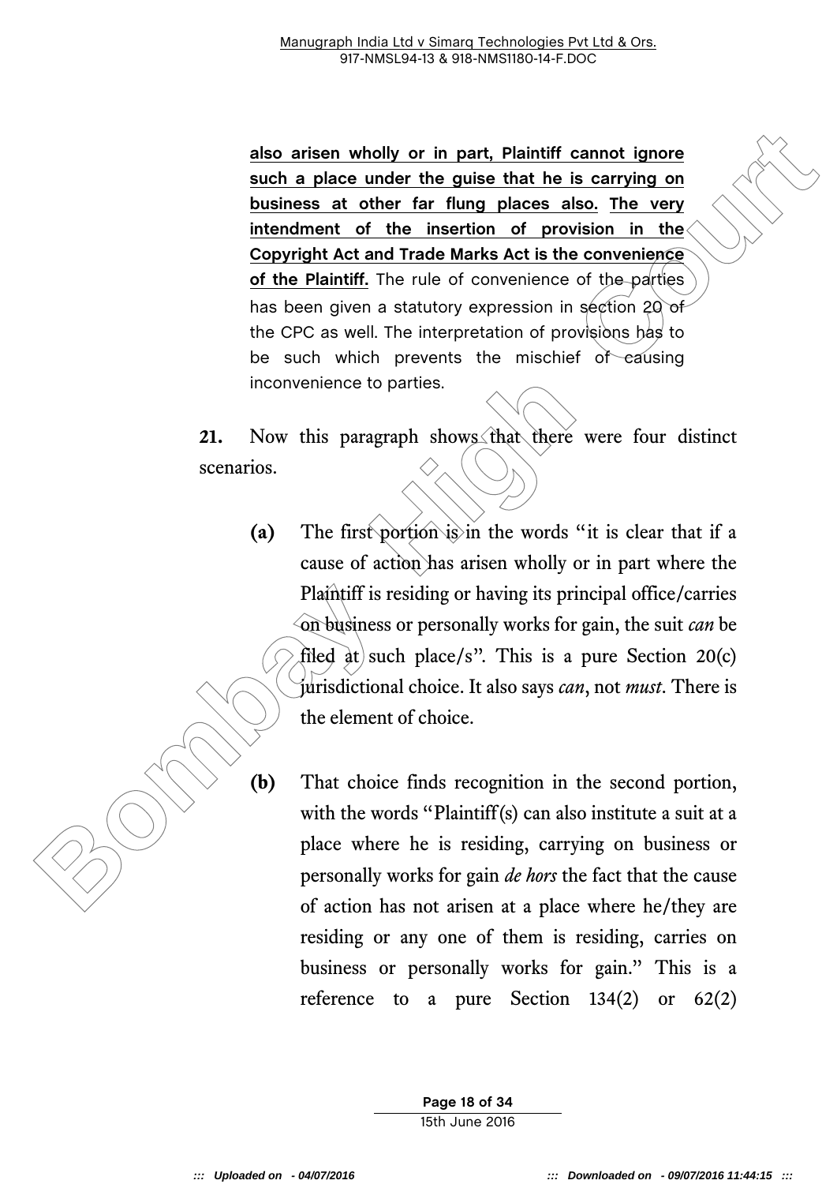> **<u>also arisen wholly or in part, Plaintiff cannot ignore such a place under the guise that he is carrying on business at other far flung places also.</u> <u>The very intendment of the insertion of provision in the Copyright Act and Trade Marks Act is the convenience of the Plaintiff.</u>** The rule of convenience of the parties has been given a statutory expression in section 20 of the CPC as well. The interpretation of provisions has to be such which prevents the mischief of causing inconvenience to parties.

**21.** Now this paragraph shows that there were four distinct scenarios.

- **(a)** The first portion is in the words "it is clear that if a cause of action has arisen wholly or in part where the Plaintiff is residing or having its principal office/carries on business or personally works for gain, the suit *can* be filed at such place/s". This is a pure Section 20(c) jurisdictional choice. It also says *can*, not *must*. There is the element of choice.

- **(b)** That choice finds recognition in the second portion, with the words "Plaintiff(s) can also institute a suit at a place where he is residing, carrying on business or personally works for gain *de hors* the fact that the cause of action has not arisen at a place where he/they are residing or any one of them is residing, carries on business or personally works for gain." This is a reference to a pure Section 134(2) or 62(2)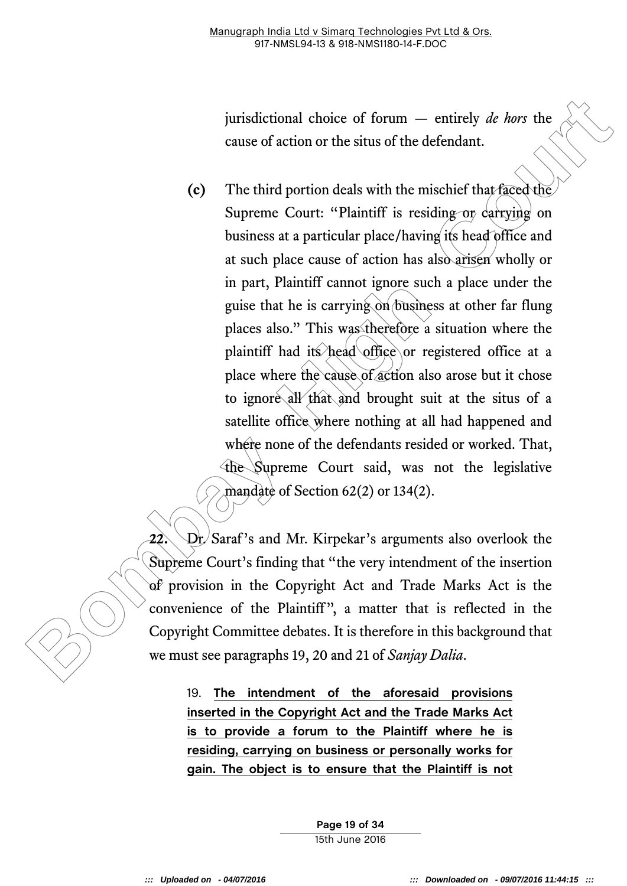jurisdictional choice of forum — entirely *de hors* the cause of action or the situs of the defendant.

**(c)** The third portion deals with the mischief that faced the Supreme Court: "Plaintiff is residing or carrying on business at a particular place/having its head office and at such place cause of action has also arisen wholly or in part, Plaintiff cannot ignore such a place under the guise that he is carrying on business at other far flung places also." This was therefore a situation where the plaintiff had its head office or registered office at a place where the cause of action also arose but it chose to ignore all that and brought suit at the situs of a satellite office where nothing at all had happened and where none of the defendants resided or worked. That, the Supreme Court said, was not the legislative mandate of Section 62(2) or 134(2).

**22.** Dr. Saraf's and Mr. Kirpekar's arguments also overlook the Supreme Court's finding that "the very intendment of the insertion of provision in the Copyright Act and Trade Marks Act is the convenience of the Plaintiff", a matter that is reflected in the Copyright Committee debates. It is therefore in this background that we must see paragraphs 19, 20 and 21 of *Sanjay Dalia*.

> 19. **The intendment of the aforesaid provisions inserted in the Copyright Act and the Trade Marks Act is to provide a forum to the Plaintiff where he is residing, carrying on business or personally works for gain. The object is to ensure that the Plaintiff is not**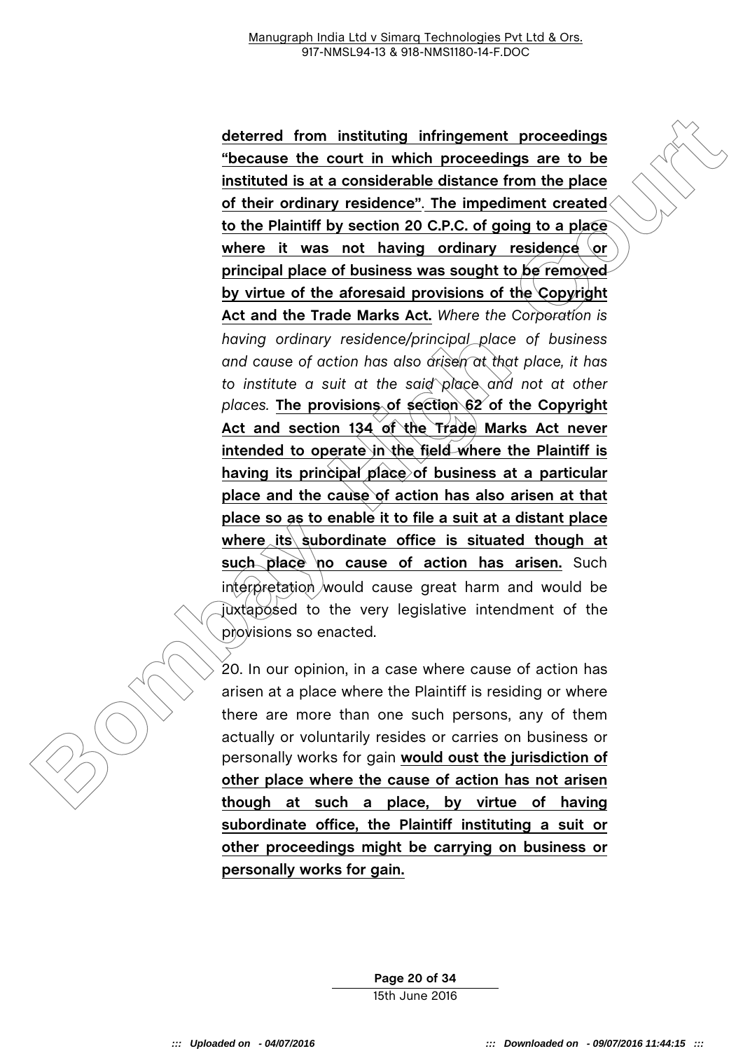**deterred from instituting infringement proceedings "because the court in which proceedings are to be instituted is at a considerable distance from the place of their ordinary residence". The impediment created to the Plaintiff by section 20 C.P.C. of going to a place where it was not having ordinary residence or principal place of business was sought to be removed by virtue of the aforesaid provisions of the Copyright Act and the Trade Marks Act.** *Where the Corporation is having ordinary residence/principal place of business and cause of action has also arisen at that place, it has to institute a suit at the said place and not at other places.* **The provisions of section 62 of the Copyright Act and section 134 of the Trade Marks Act never intended to operate in the field where the Plaintiff is having its principal place of business at a particular place and the cause of action has also arisen at that place so as to enable it to file a suit at a distant place where its subordinate office is situated though at such place no cause of action has arisen.** Such interpretation would cause great harm and would be juxtaposed to the very legislative intendment of the provisions so enacted.

20. In our opinion, in a case where cause of action has arisen at a place where the Plaintiff is residing or where there are more than one such persons, any of them actually or voluntarily resides or carries on business or personally works for gain **would oust the jurisdiction of other place where the cause of action has not arisen though at such a place, by virtue of having subordinate office, the Plaintiff instituting a suit or other proceedings might be carrying on business or personally works for gain.**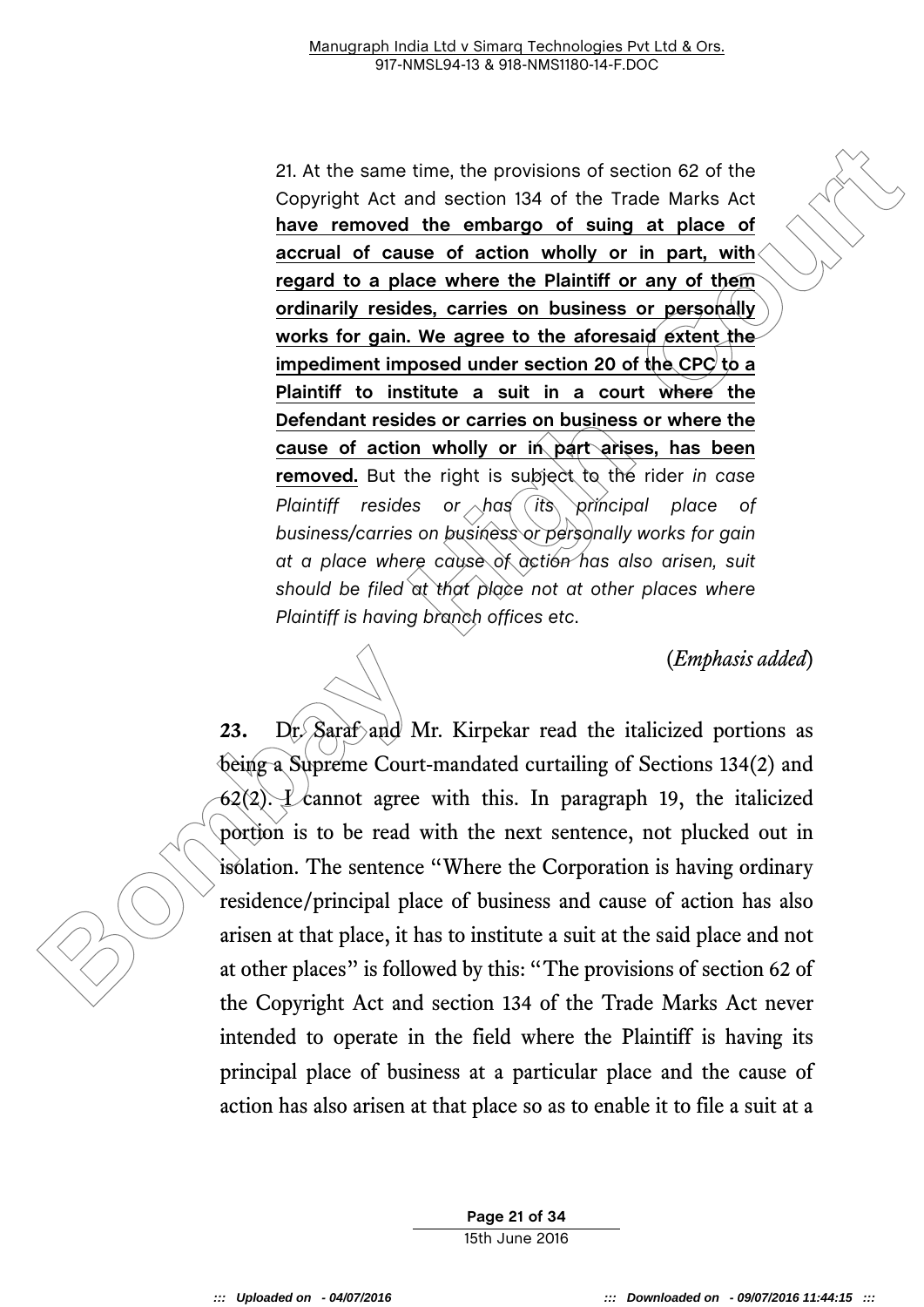> 21. At the same time, the provisions of section 62 of the Copyright Act and section 134 of the Trade Marks Act **have removed the embargo of suing at place of accrual of cause of action wholly or in part, with regard to a place where the Plaintiff or any of them ordinarily resides, carries on business or personally works for gain. We agree to the aforesaid extent the impediment imposed under section 20 of the CPC to a Plaintiff to institute a suit in a court where the Defendant resides or carries on business or where the cause of action wholly or in part arises, has been removed.** But the right is subject to the rider *in case Plaintiff resides or has its principal place of business/carries on business or personally works for gain at a place where cause of action has also arisen, suit should be filed at that place not at other places where Plaintiff is having branch offices etc.*

(*Emphasis added*)

**23.** Dr. Saraf and Mr. Kirpekar read the italicized portions as being a Supreme Court-mandated curtailing of Sections 134(2) and 62(2). I cannot agree with this. In paragraph 19, the italicized portion is to be read with the next sentence, not plucked out in isolation. The sentence "Where the Corporation is having ordinary residence/principal place of business and cause of action has also arisen at that place, it has to institute a suit at the said place and not at other places" is followed by this: "The provisions of section 62 of the Copyright Act and section 134 of the Trade Marks Act never intended to operate in the field where the Plaintiff is having its principal place of business at a particular place and the cause of action has also arisen at that place so as to enable it to file a suit at a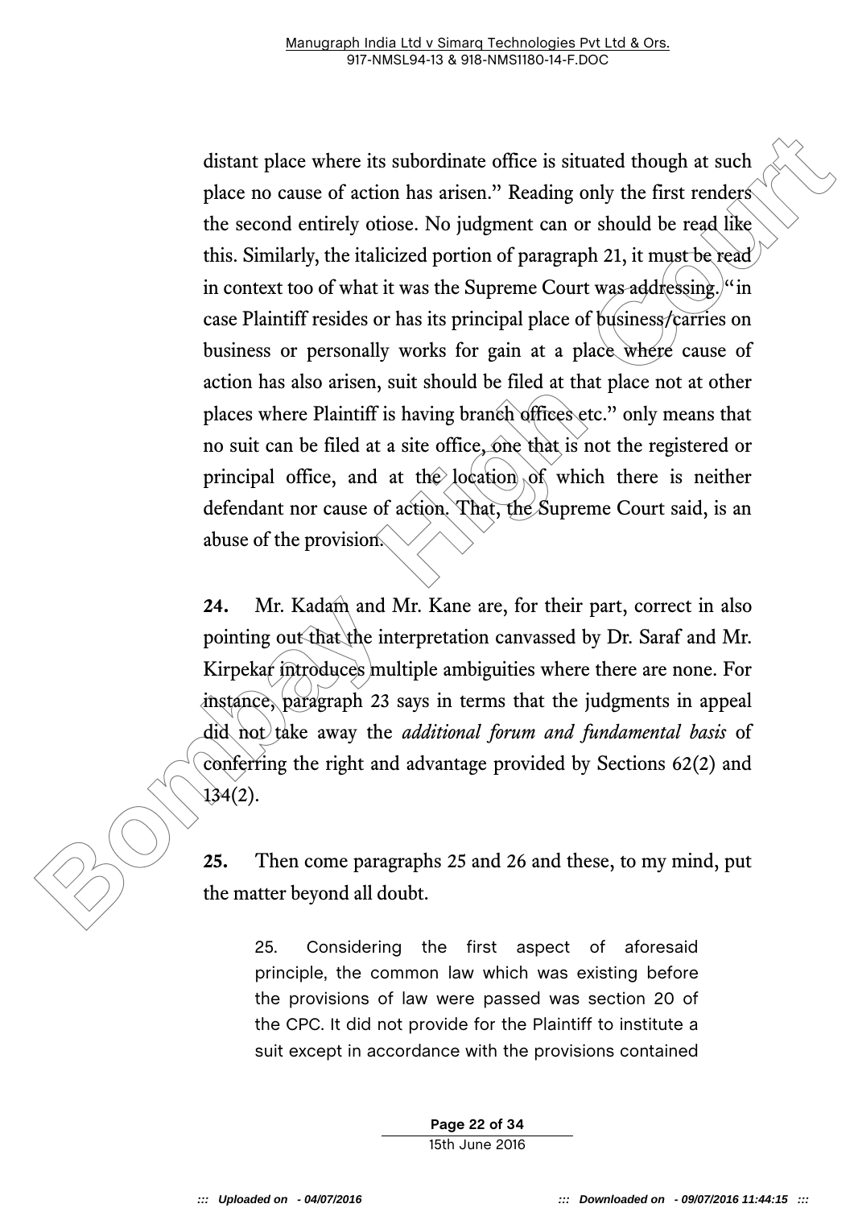distant place where its subordinate office is situated though at such place no cause of action has arisen." Reading only the first renders the second entirely otiose. No judgment can or should be read like this. Similarly, the italicized portion of paragraph 21, it must be read in context too of what it was the Supreme Court was addressing. "in case Plaintiff resides or has its principal place of business/carries on business or personally works for gain at a place where cause of action has also arisen, suit should be filed at that place not at other places where Plaintiff is having branch offices etc." only means that no suit can be filed at a site office, one that is not the registered or principal office, and at the location of which there is neither defendant nor cause of action. That, the Supreme Court said, is an abuse of the provision.

**24.** Mr. Kadam and Mr. Kane are, for their part, correct in also pointing out that the interpretation canvassed by Dr. Saraf and Mr. Kirpekar introduces multiple ambiguities where there are none. For instance, paragraph 23 says in terms that the judgments in appeal did not take away the *additional forum and fundamental basis* of conferring the right and advantage provided by Sections 62(2) and 134(2).

**25.** Then come paragraphs 25 and 26 and these, to my mind, put the matter beyond all doubt.

> 25. Considering the first aspect of aforesaid principle, the common law which was existing before the provisions of law were passed was section 20 of the CPC. It did not provide for the Plaintiff to institute a suit except in accordance with the provisions contained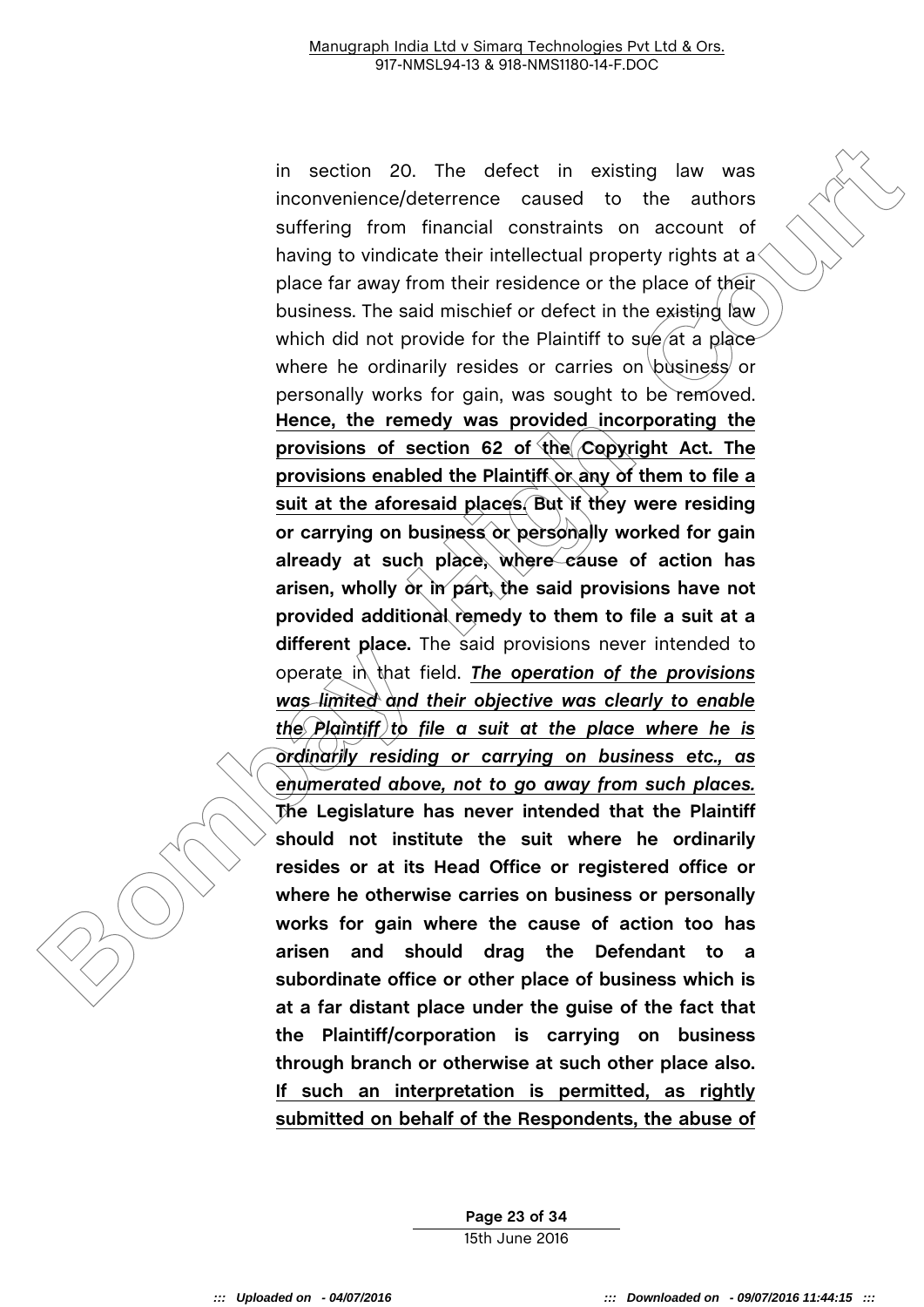in section 20. The defect in existing law was inconvenience/deterrence caused to the authors suffering from financial constraints on account of having to vindicate their intellectual property rights at a place far away from their residence or the place of their business. The said mischief or defect in the existing law which did not provide for the Plaintiff to sue at a place where he ordinarily resides or carries on business or personally works for gain, was sought to be removed. <u>**Hence, the remedy was provided incorporating the provisions of section 62 of the Copyright Act. The provisions enabled the Plaintiff or any of them to file a suit at the aforesaid places.**</u> **But if they were residing or carrying on business or personally worked for gain already at such place, where cause of action has arisen, wholly or in part, the said provisions have not provided additional remedy to them to file a suit at a different place.** The said provisions never intended to operate in that field. <u>***The operation of the provisions was limited and their objective was clearly to enable the Plaintiff to file a suit at the place where he is ordinarily residing or carrying on business etc., as enumerated above, not to go away from such places.***</u> **The Legislature has never intended that the Plaintiff should not institute the suit where he ordinarily resides or at its Head Office or registered office or where he otherwise carries on business or personally works for gain where the cause of action too has arisen and should drag the Defendant to a subordinate office or other place of business which is at a far distant place under the guise of the fact that the Plaintiff/corporation is carrying on business through branch or otherwise at such other place also.** <u>**If such an interpretation is permitted, as rightly submitted on behalf of the Respondents, the abuse of**</u>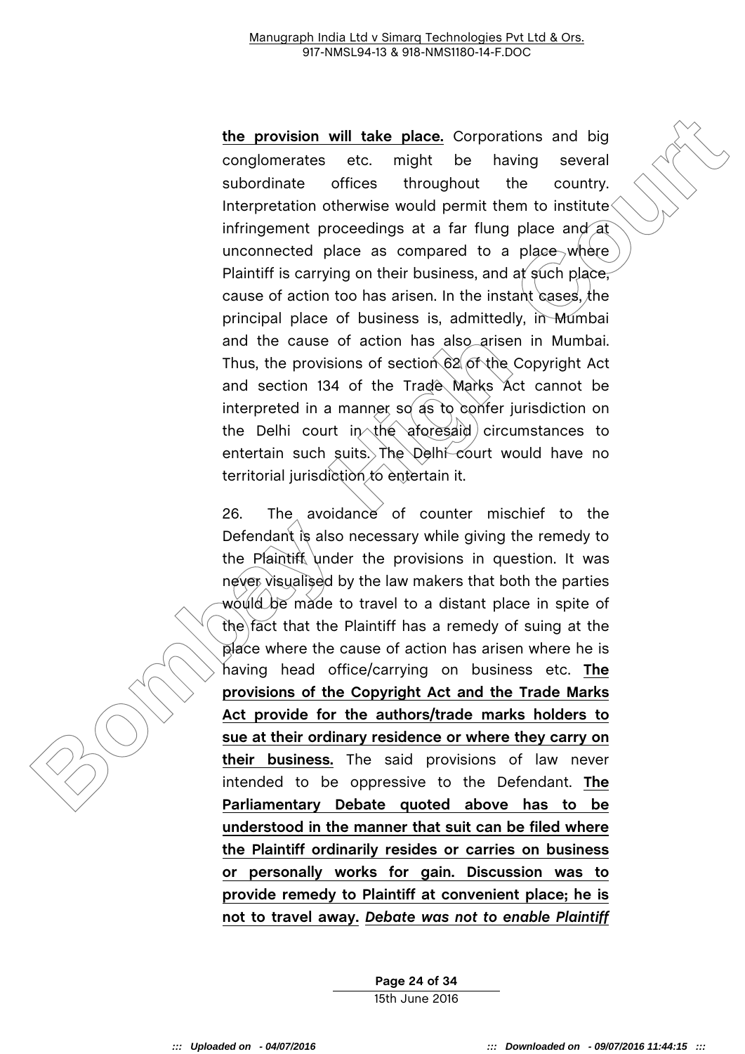**the provision will take place.** Corporations and big conglomerates etc. might be having several subordinate offices throughout the country. Interpretation otherwise would permit them to institute infringement proceedings at a far flung place and at unconnected place as compared to a place where Plaintiff is carrying on their business, and at such place, cause of action too has arisen. In the instant cases, the principal place of business is, admittedly, in Mumbai and the cause of action has also arisen in Mumbai. Thus, the provisions of section 62 of the Copyright Act and section 134 of the Trade Marks Act cannot be interpreted in a manner so as to confer jurisdiction on the Delhi court in the aforesaid circumstances to entertain such suits. The Delhi court would have no territorial jurisdiction to entertain it.

26. The avoidance of counter mischief to the Defendant is also necessary while giving the remedy to the Plaintiff under the provisions in question. It was never visualised by the law makers that both the parties would be made to travel to a distant place in spite of the fact that the Plaintiff has a remedy of suing at the place where the cause of action has arisen where he is having head office/carrying on business etc. **The provisions of the Copyright Act and the Trade Marks Act provide for the authors/trade marks holders to sue at their ordinary residence or where they carry on their business.** The said provisions of law never intended to be oppressive to the Defendant. **The Parliamentary Debate quoted above has to be understood in the manner that suit can be filed where the Plaintiff ordinarily resides or carries on business or personally works for gain. Discussion was to provide remedy to Plaintiff at convenient place; he is not to travel away.** ***Debate was not to enable Plaintiff***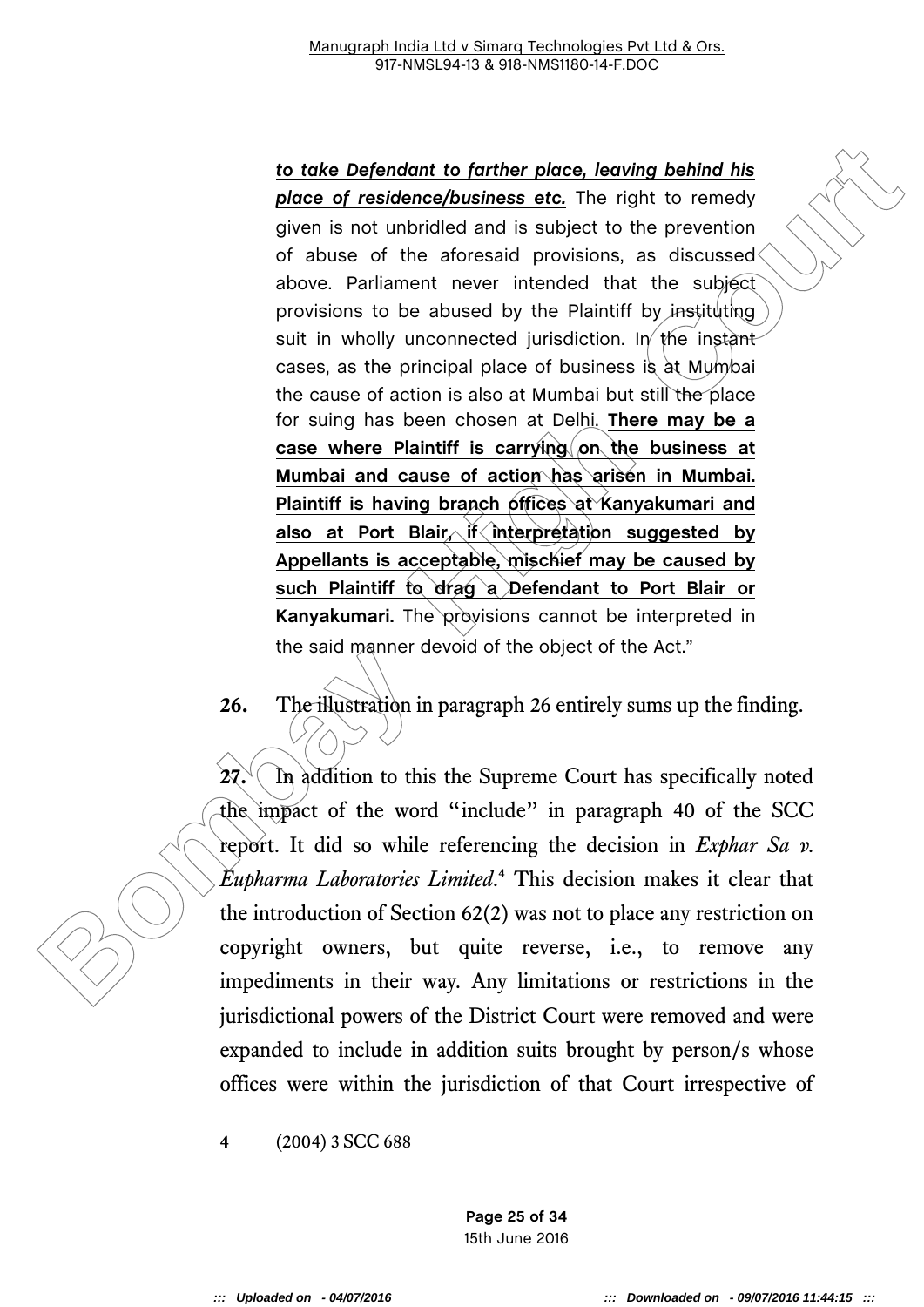> ***to take Defendant to farther place, leaving behind his place of residence/business etc.*** The right to remedy given is not unbridled and is subject to the prevention of abuse of the aforesaid provisions, as discussed above. Parliament never intended that the subject provisions to be abused by the Plaintiff by instituting suit in wholly unconnected jurisdiction. In the instant cases, as the principal place of business is at Mumbai the cause of action is also at Mumbai but still the place for suing has been chosen at Delhi. **There may be a case where Plaintiff is carrying on the business at Mumbai and cause of action has arisen in Mumbai. Plaintiff is having branch offices at Kanyakumari and also at Port Blair, if interpretation suggested by Appellants is acceptable, mischief may be caused by such Plaintiff to drag a Defendant to Port Blair or Kanyakumari.** The provisions cannot be interpreted in the said manner devoid of the object of the Act."

**26.** The illustration in paragraph 26 entirely sums up the finding.

**27.** In addition to this the Supreme Court has specifically noted the impact of the word "include" in paragraph 40 of the SCC report. It did so while referencing the decision in *Exphar Sa v. Eupharma Laboratories Limited*.[4] This decision makes it clear that the introduction of Section 62(2) was not to place any restriction on copyright owners, but quite reverse, i.e., to remove any impediments in their way. Any limitations or restrictions in the jurisdictional powers of the District Court were removed and were expanded to include in addition suits brought by person/s whose offices were within the jurisdiction of that Court irrespective of

---

[4] (2004) 3 SCC 688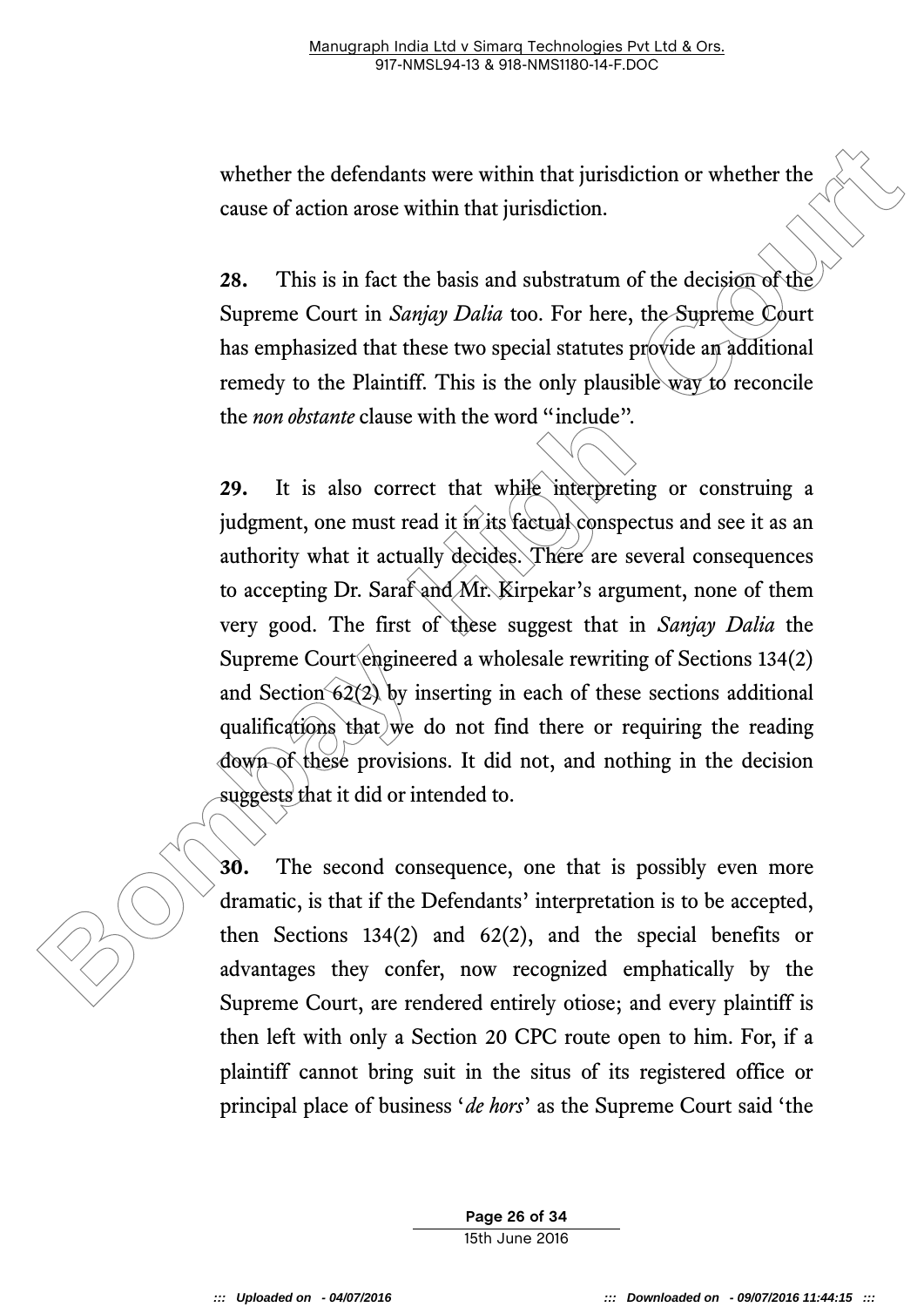whether the defendants were within that jurisdiction or whether the cause of action arose within that jurisdiction.

**28.** This is in fact the basis and substratum of the decision of the Supreme Court in *Sanjay Dalia* too. For here, the Supreme Court has emphasized that these two special statutes provide an additional remedy to the Plaintiff. This is the only plausible way to reconcile the *non obstante* clause with the word "include".

**29.** It is also correct that while interpreting or construing a judgment, one must read it in its factual conspectus and see it as an authority what it actually decides. There are several consequences to accepting Dr. Saraf and Mr. Kirpekar's argument, none of them very good. The first of these suggest that in *Sanjay Dalia* the Supreme Court engineered a wholesale rewriting of Sections 134(2) and Section 62(2) by inserting in each of these sections additional qualifications that we do not find there or requiring the reading down of these provisions. It did not, and nothing in the decision suggests that it did or intended to.

**30.** The second consequence, one that is possibly even more dramatic, is that if the Defendants' interpretation is to be accepted, then Sections 134(2) and 62(2), and the special benefits or advantages they confer, now recognized emphatically by the Supreme Court, are rendered entirely otiose; and every plaintiff is then left with only a Section 20 CPC route open to him. For, if a plaintiff cannot bring suit in the situs of its registered office or principal place of business '*de hors*' as the Supreme Court said 'the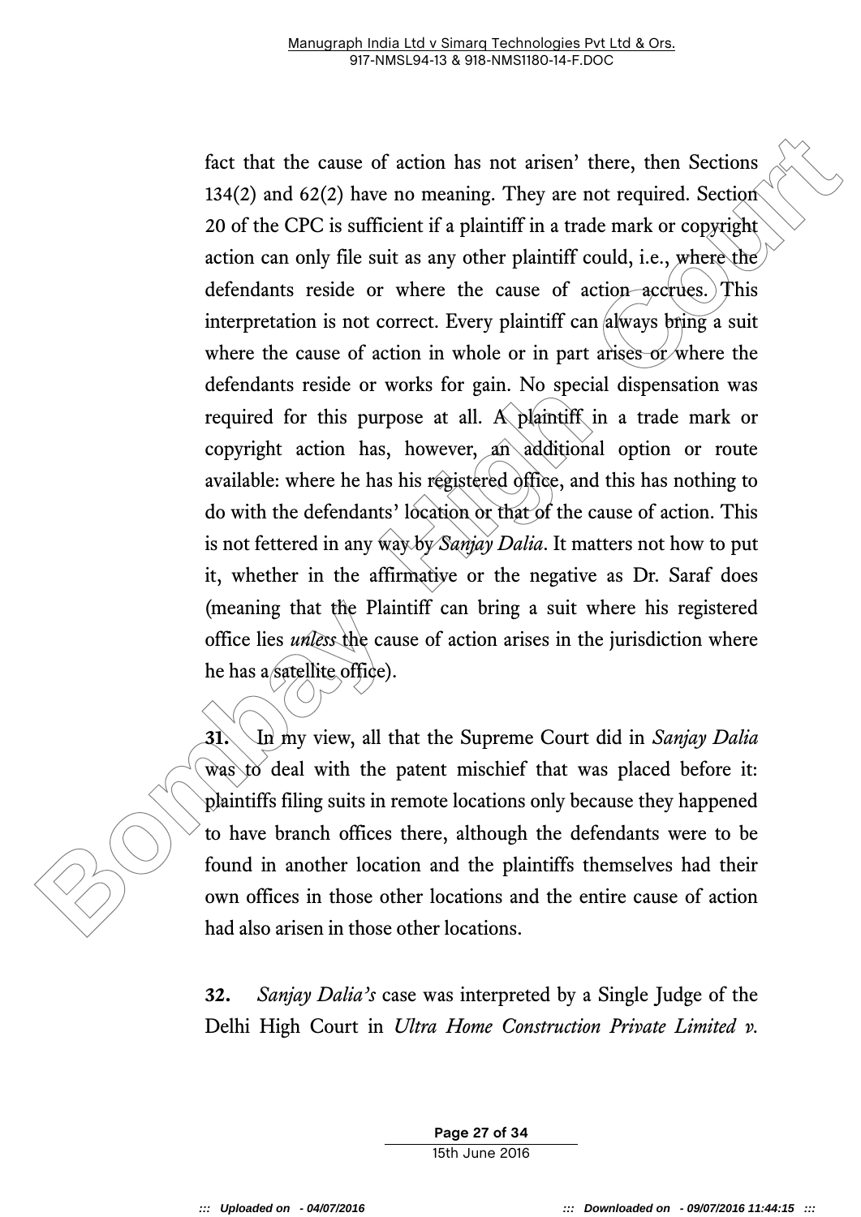fact that the cause of action has not arisen' there, then Sections 134(2) and 62(2) have no meaning. They are not required. Section 20 of the CPC is sufficient if a plaintiff in a trade mark or copyright action can only file suit as any other plaintiff could, i.e., where the defendants reside or where the cause of action accrues. This interpretation is not correct. Every plaintiff can always bring a suit where the cause of action in whole or in part arises or where the defendants reside or works for gain. No special dispensation was required for this purpose at all. A plaintiff in a trade mark or copyright action has, however, an additional option or route available: where he has his registered office, and this has nothing to do with the defendants' location or that of the cause of action. This is not fettered in any way by *Sanjay Dalia*. It matters not how to put it, whether in the affirmative or the negative as Dr. Saraf does (meaning that the Plaintiff can bring a suit where his registered office lies *unless* the cause of action arises in the jurisdiction where he has a satellite office).

**31.** In my view, all that the Supreme Court did in *Sanjay Dalia* was to deal with the patent mischief that was placed before it: plaintiffs filing suits in remote locations only because they happened to have branch offices there, although the defendants were to be found in another location and the plaintiffs themselves had their own offices in those other locations and the entire cause of action had also arisen in those other locations.

**32.** *Sanjay Dalia's* case was interpreted by a Single Judge of the Delhi High Court in *Ultra Home Construction Private Limited v.*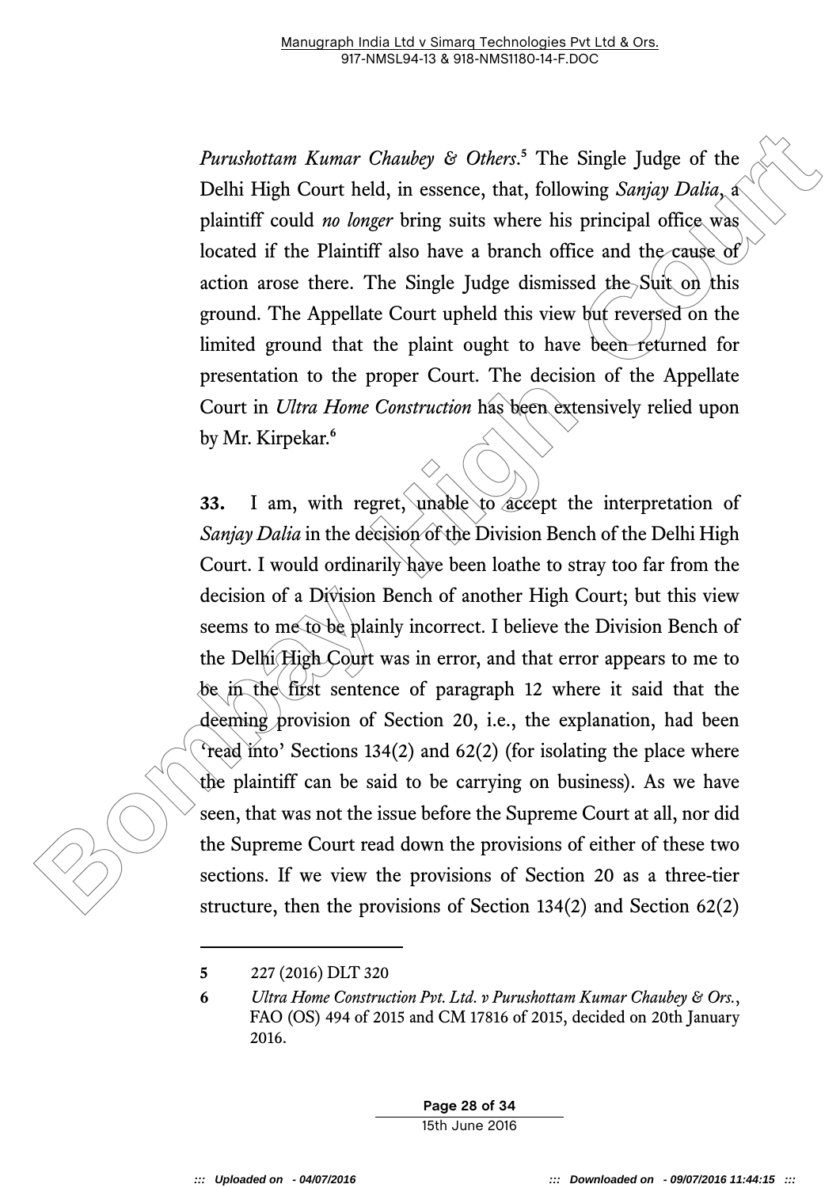*Purushottam Kumar Chaubey & Others*.[5] The Single Judge of the Delhi High Court held, in essence, that, following *Sanjay Dalia*, a plaintiff could *no longer* bring suits where his principal office was located if the Plaintiff also have a branch office and the cause of action arose there. The Single Judge dismissed the Suit on this ground. The Appellate Court upheld this view but reversed on the limited ground that the plaint ought to have been returned for presentation to the proper Court. The decision of the Appellate Court in *Ultra Home Construction* has been extensively relied upon by Mr. Kirpekar.[6]

**33.** I am, with regret, unable to accept the interpretation of *Sanjay Dalia* in the decision of the Division Bench of the Delhi High Court. I would ordinarily have been loathe to stray too far from the decision of a Division Bench of another High Court; but this view seems to me to be plainly incorrect. I believe the Division Bench of the Delhi High Court was in error, and that error appears to me to be in the first sentence of paragraph 12 where it said that the deeming provision of Section 20, i.e., the explanation, had been 'read into' Sections 134(2) and 62(2) (for isolating the place where the plaintiff can be said to be carrying on business). As we have seen, that was not the issue before the Supreme Court at all, nor did the Supreme Court read down the provisions of either of these two sections. If we view the provisions of Section 20 as a three-tier structure, then the provisions of Section 134(2) and Section 62(2)

---

**5** 227 (2016) DLT 320

**6** *Ultra Home Construction Pvt. Ltd. v Purushottam Kumar Chaubey & Ors.*, FAO (OS) 494 of 2015 and CM 17816 of 2015, decided on 20th January 2016.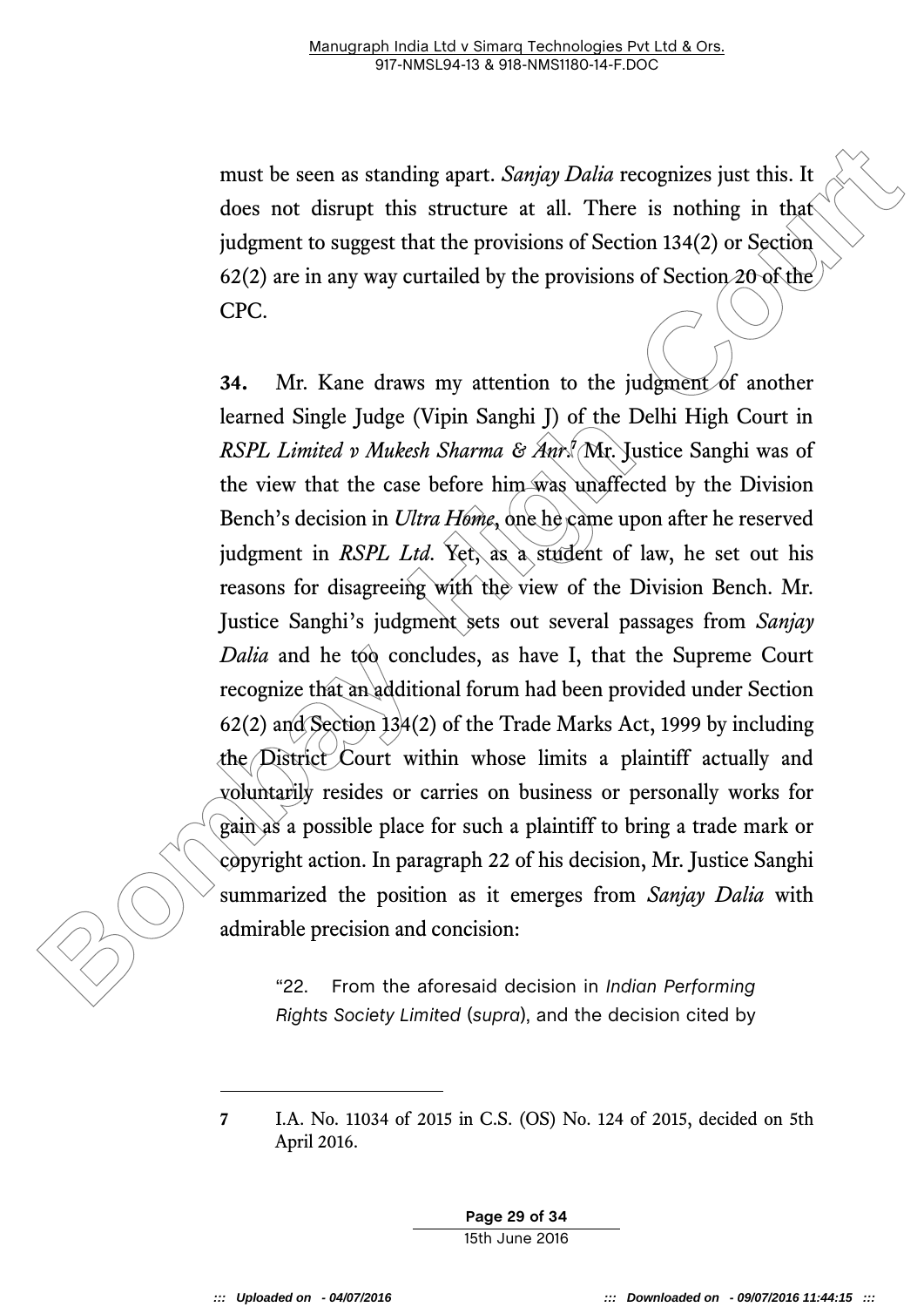must be seen as standing apart. *Sanjay Dalia* recognizes just this. It does not disrupt this structure at all. There is nothing in that judgment to suggest that the provisions of Section 134(2) or Section 62(2) are in any way curtailed by the provisions of Section 20 of the CPC.

**34.** Mr. Kane draws my attention to the judgment of another learned Single Judge (Vipin Sanghi J) of the Delhi High Court in *RSPL Limited v Mukesh Sharma & Anr.*[7] Mr. Justice Sanghi was of the view that the case before him was unaffected by the Division Bench's decision in *Ultra Home*, one he came upon after he reserved judgment in *RSPL Ltd*. Yet, as a student of law, he set out his reasons for disagreeing with the view of the Division Bench. Mr. Justice Sanghi's judgment sets out several passages from *Sanjay Dalia* and he too concludes, as have I, that the Supreme Court recognize that an additional forum had been provided under Section 62(2) and Section 134(2) of the Trade Marks Act, 1999 by including the District Court within whose limits a plaintiff actually and voluntarily resides or carries on business or personally works for gain as a possible place for such a plaintiff to bring a trade mark or copyright action. In paragraph 22 of his decision, Mr. Justice Sanghi summarized the position as it emerges from *Sanjay Dalia* with admirable precision and concision:

> "22. From the aforesaid decision in *Indian Performing Rights Society Limited* (*supra*), and the decision cited by

---

7 I.A. No. 11034 of 2015 in C.S. (OS) No. 124 of 2015, decided on 5th April 2016.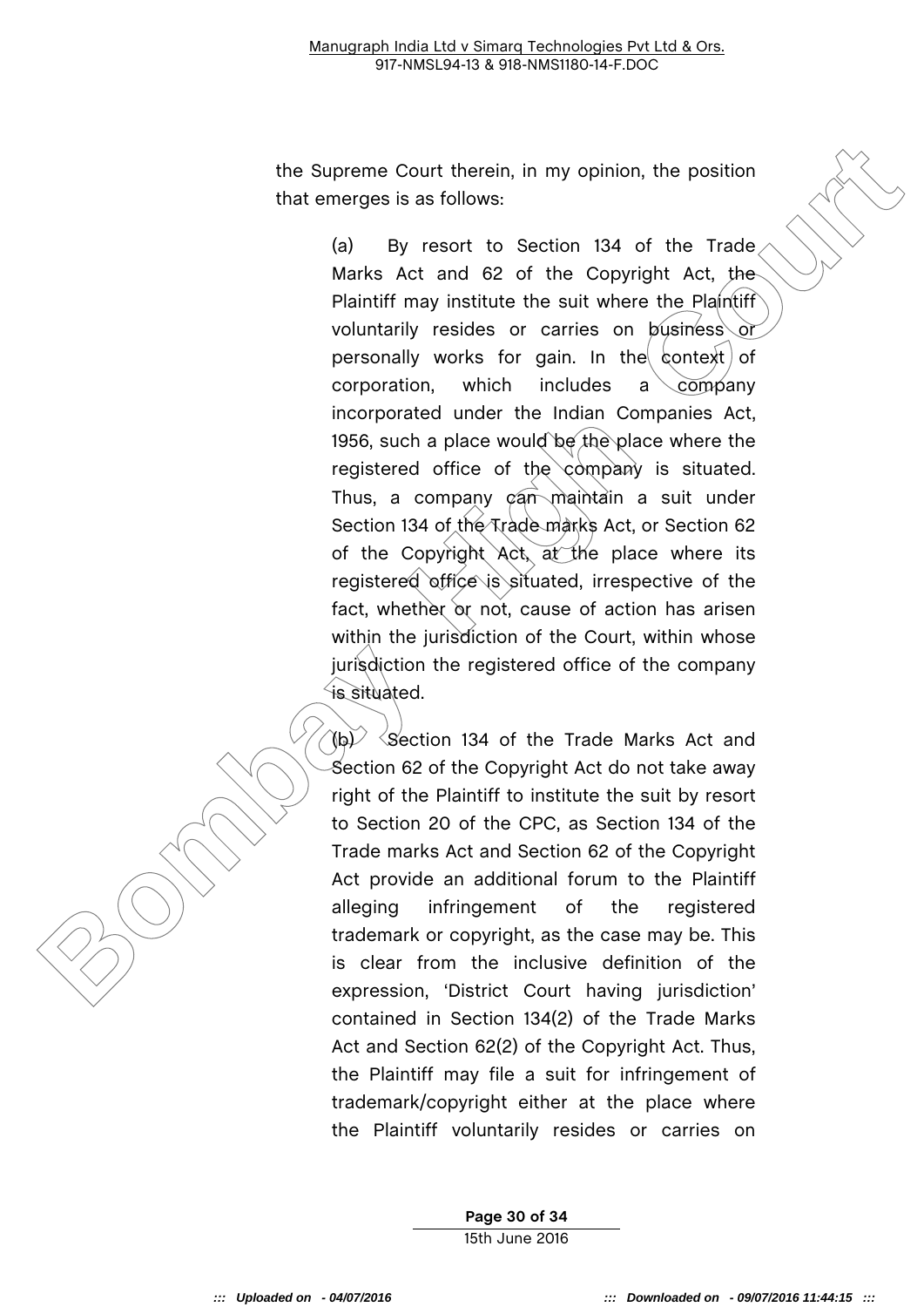the Supreme Court therein, in my opinion, the position that emerges is as follows:

> (a) By resort to Section 134 of the Trade Marks Act and 62 of the Copyright Act, the Plaintiff may institute the suit where the Plaintiff voluntarily resides or carries on business or personally works for gain. In the context of corporation, which includes a company incorporated under the Indian Companies Act, 1956, such a place would be the place where the registered office of the company is situated. Thus, a company can maintain a suit under Section 134 of the Trade marks Act, or Section 62 of the Copyright Act, at the place where its registered office is situated, irrespective of the fact, whether or not, cause of action has arisen within the jurisdiction of the Court, within whose jurisdiction the registered office of the company is situated.
>
> (b) Section 134 of the Trade Marks Act and Section 62 of the Copyright Act do not take away right of the Plaintiff to institute the suit by resort to Section 20 of the CPC, as Section 134 of the Trade marks Act and Section 62 of the Copyright Act provide an additional forum to the Plaintiff alleging infringement of the registered trademark or copyright, as the case may be. This is clear from the inclusive definition of the expression, 'District Court having jurisdiction' contained in Section 134(2) of the Trade Marks Act and Section 62(2) of the Copyright Act. Thus, the Plaintiff may file a suit for infringement of trademark/copyright either at the place where the Plaintiff voluntarily resides or carries on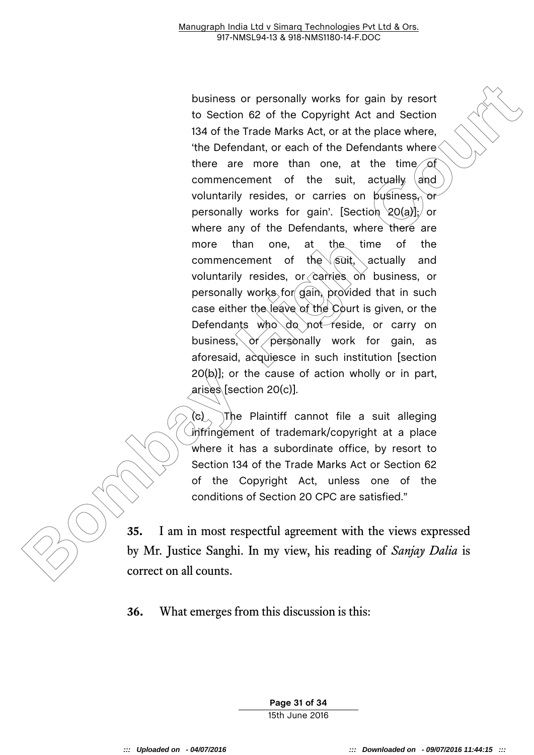> business or personally works for gain by resort to Section 62 of the Copyright Act and Section 134 of the Trade Marks Act, or at the place where, 'the Defendant, or each of the Defendants where there are more than one, at the time of commencement of the suit, actually and voluntarily resides, or carries on business, or personally works for gain'. [Section 20(a)]; or where any of the Defendants, where there are more than one, at the time of the commencement of the suit, actually and voluntarily resides, or carries on business, or personally works for gain, provided that in such case either the leave of the Court is given, or the Defendants who do not reside, or carry on business, or personally work for gain, as aforesaid, acquiesce in such institution [section 20(b)]; or the cause of action wholly or in part, arises [section 20(c)].
>
> (c) The Plaintiff cannot file a suit alleging infringement of trademark/copyright at a place where it has a subordinate office, by resort to Section 134 of the Trade Marks Act or Section 62 of the Copyright Act, unless one of the conditions of Section 20 CPC are satisfied."

**35.** I am in most respectful agreement with the views expressed by Mr. Justice Sanghi. In my view, his reading of *Sanjay Dalia* is correct on all counts.

**36.** What emerges from this discussion is this: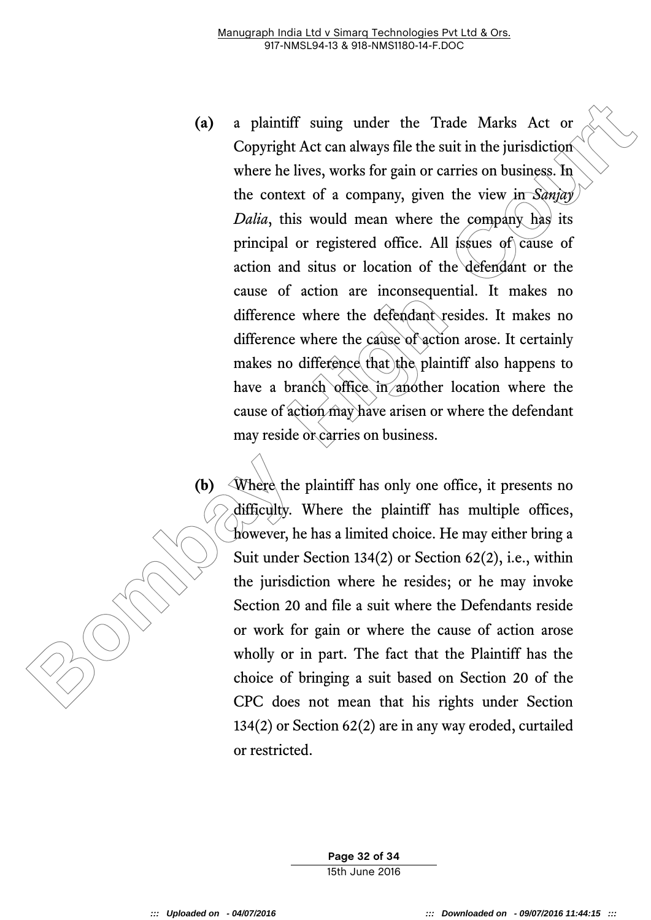**(a)** a plaintiff suing under the Trade Marks Act or Copyright Act can always file the suit in the jurisdiction where he lives, works for gain or carries on business. In the context of a company, given the view in *Sanjay Dalia*, this would mean where the company has its principal or registered office. All issues of cause of action and situs or location of the defendant or the cause of action are inconsequential. It makes no difference where the defendant resides. It makes no difference where the cause of action arose. It certainly makes no difference that the plaintiff also happens to have a branch office in another location where the cause of action may have arisen or where the defendant may reside or carries on business.

**(b)** Where the plaintiff has only one office, it presents no difficulty. Where the plaintiff has multiple offices, however, he has a limited choice. He may either bring a Suit under Section 134(2) or Section 62(2), i.e., within the jurisdiction where he resides; or he may invoke Section 20 and file a suit where the Defendants reside or work for gain or where the cause of action arose wholly or in part. The fact that the Plaintiff has the choice of bringing a suit based on Section 20 of the CPC does not mean that his rights under Section 134(2) or Section 62(2) are in any way eroded, curtailed or restricted.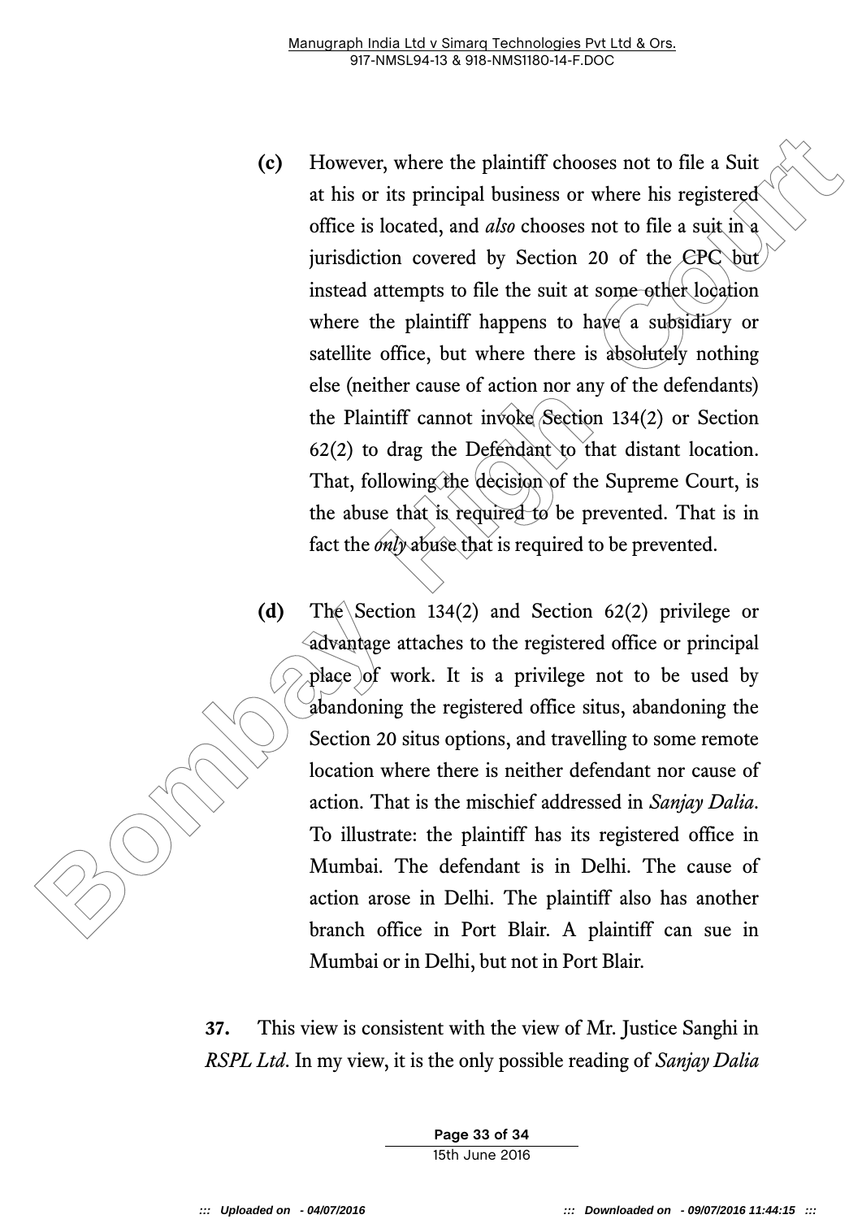**(c)** However, where the plaintiff chooses not to file a Suit at his or its principal business or where his registered office is located, and *also* chooses not to file a suit in a jurisdiction covered by Section 20 of the CPC but instead attempts to file the suit at some other location where the plaintiff happens to have a subsidiary or satellite office, but where there is absolutely nothing else (neither cause of action nor any of the defendants) the Plaintiff cannot invoke Section 134(2) or Section 62(2) to drag the Defendant to that distant location. That, following the decision of the Supreme Court, is the abuse that is required to be prevented. That is in fact the *only* abuse that is required to be prevented.

**(d)** The Section 134(2) and Section 62(2) privilege or advantage attaches to the registered office or principal place of work. It is a privilege not to be used by abandoning the registered office situs, abandoning the Section 20 situs options, and travelling to some remote location where there is neither defendant nor cause of action. That is the mischief addressed in *Sanjay Dalia*. To illustrate: the plaintiff has its registered office in Mumbai. The defendant is in Delhi. The cause of action arose in Delhi. The plaintiff also has another branch office in Port Blair. A plaintiff can sue in Mumbai or in Delhi, but not in Port Blair.

**37.** This view is consistent with the view of Mr. Justice Sanghi in *RSPL Ltd*. In my view, it is the only possible reading of *Sanjay Dalia*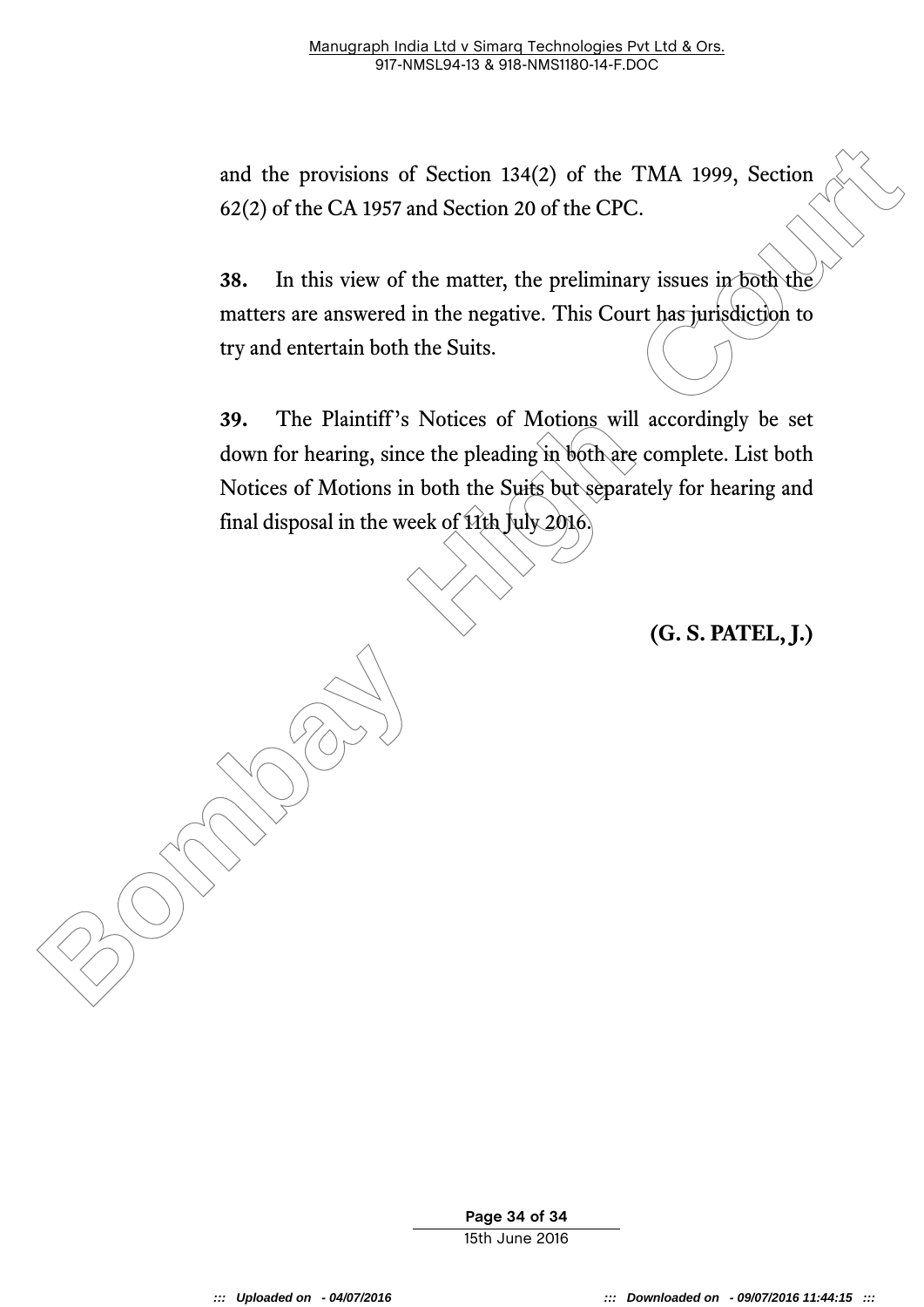and the provisions of Section 134(2) of the TMA 1999, Section 62(2) of the CA 1957 and Section 20 of the CPC.

**38.** In this view of the matter, the preliminary issues in both the matters are answered in the negative. This Court has jurisdiction to try and entertain both the Suits.

**39.** The Plaintiff's Notices of Motions will accordingly be set down for hearing, since the pleading in both are complete. List both Notices of Motions in both the Suits but separately for hearing and final disposal in the week of 11th July 2016.

**(G. S. PATEL, J.)**